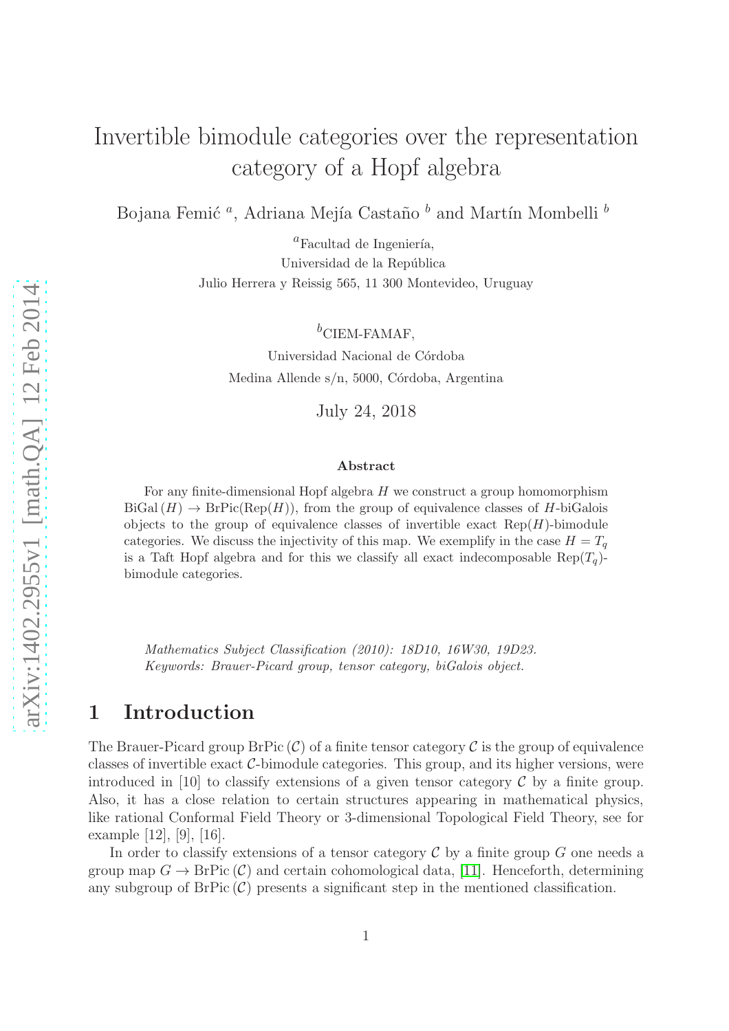# Invertible bimodule categories over the representation category of a Hopf algebra

Bojana Femić [a], Adriana Mejía Castaño [b] and Martín Mombelli [b]

[a]Facultad de Ingeniería,
Universidad de la República
Julio Herrera y Reissig 565, 11 300 Montevideo, Uruguay

[b]CIEM-FAMAF,
Universidad Nacional de Córdoba
Medina Allende s/n, 5000, Córdoba, Argentina

July 24, 2018

### Abstract

For any finite-dimensional Hopf algebra $H$ we construct a group homomorphism $\text{BiGal}\,(H) \to \text{BrPic}(\text{Rep}(H))$, from the group of equivalence classes of $H$-biGalois objects to the group of equivalence classes of invertible exact $\text{Rep}(H)$-bimodule categories. We discuss the injectivity of this map. We exemplify in the case $H = T_q$ is a Taft Hopf algebra and for this we classify all exact indecomposable $\text{Rep}(T_q)$-bimodule categories.

*Mathematics Subject Classification (2010): 18D10, 16W30, 19D23.*
*Keywords: Brauer-Picard group, tensor category, biGalois object.*

## 1 Introduction

The Brauer-Picard group $\text{BrPic}\,(\mathcal{C})$ of a finite tensor category $\mathcal{C}$ is the group of equivalence classes of invertible exact $\mathcal{C}$-bimodule categories. This group, and its higher versions, were introduced in [10] to classify extensions of a given tensor category $\mathcal{C}$ by a finite group. Also, it has a close relation to certain structures appearing in mathematical physics, like rational Conformal Field Theory or 3-dimensional Topological Field Theory, see for example [12], [9], [16].

In order to classify extensions of a tensor category $\mathcal{C}$ by a finite group $G$ one needs a group map $G \to \text{BrPic}\,(\mathcal{C})$ and certain cohomological data, [11]. Henceforth, determining any subgroup of $\text{BrPic}\,(\mathcal{C})$ presents a significant step in the mentioned classification.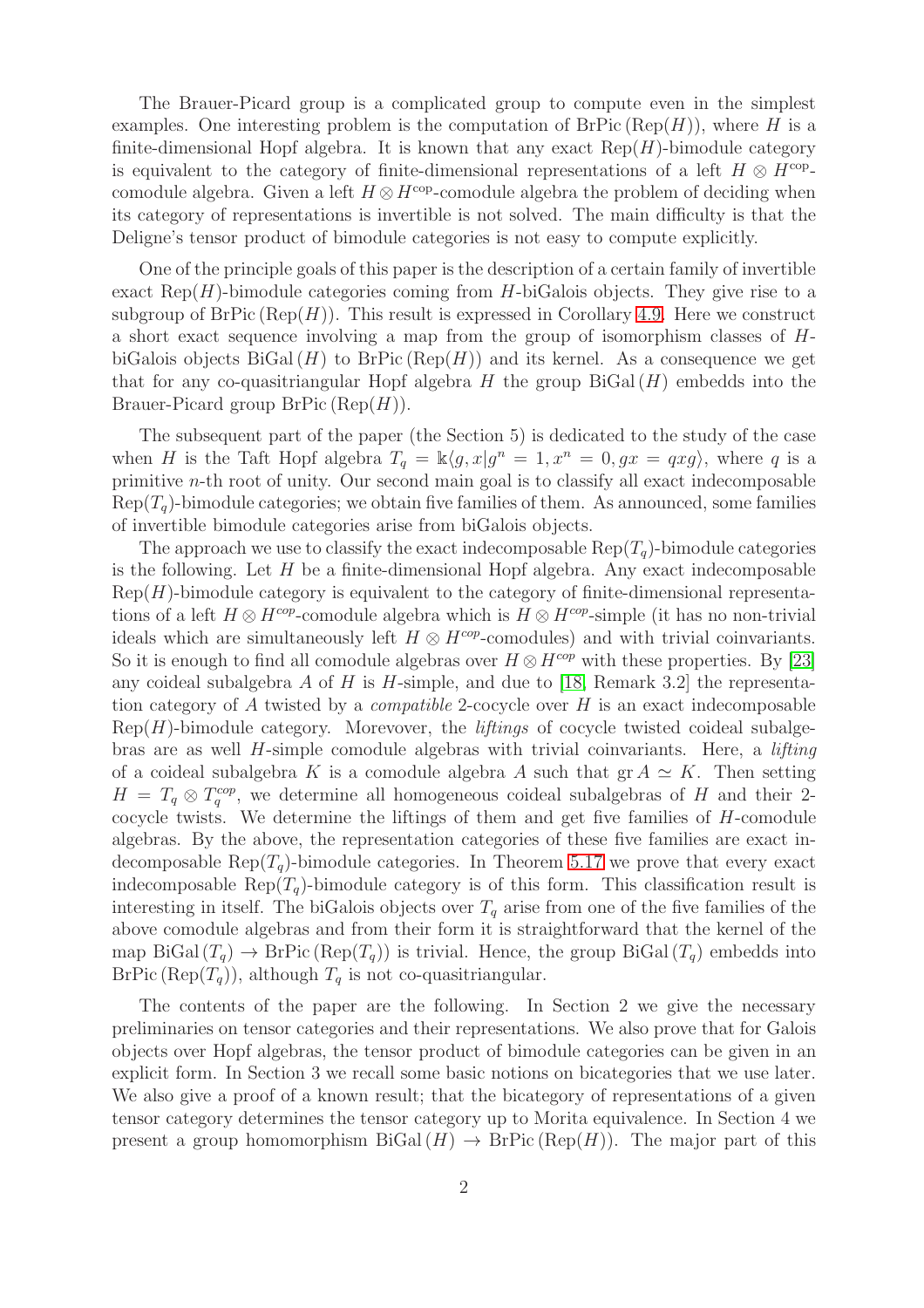The Brauer-Picard group is a complicated group to compute even in the simplest examples. One interesting problem is the computation of $\mathrm{BrPic}(\mathrm{Rep}(H))$, where $H$ is a finite-dimensional Hopf algebra. It is known that any exact $\mathrm{Rep}(H)$-bimodule category is equivalent to the category of finite-dimensional representations of a left $H \otimes H^{\mathrm{cop}}$-comodule algebra. Given a left $H \otimes H^{\mathrm{cop}}$-comodule algebra the problem of deciding when its category of representations is invertible is not solved. The main difficulty is that the Deligne's tensor product of bimodule categories is not easy to compute explicitly.

One of the principle goals of this paper is the description of a certain family of invertible exact $\mathrm{Rep}(H)$-bimodule categories coming from $H$-biGalois objects. They give rise to a subgroup of $\mathrm{BrPic}(\mathrm{Rep}(H))$. This result is expressed in Corollary 4.9. Here we construct a short exact sequence involving a map from the group of isomorphism classes of $H$-biGalois objects $\mathrm{BiGal}(H)$ to $\mathrm{BrPic}(\mathrm{Rep}(H))$ and its kernel. As a consequence we get that for any co-quasitriangular Hopf algebra $H$ the group $\mathrm{BiGal}(H)$ embedds into the Brauer-Picard group $\mathrm{BrPic}(\mathrm{Rep}(H))$.

The subsequent part of the paper (the Section 5) is dedicated to the study of the case when $H$ is the Taft Hopf algebra $T_q = \Bbbk\langle g, x | g^n = 1, x^n = 0, gx = qxg\rangle$, where $q$ is a primitive $n$-th root of unity. Our second main goal is to classify all exact indecomposable $\mathrm{Rep}(T_q)$-bimodule categories; we obtain five families of them. As announced, some families of invertible bimodule categories arise from biGalois objects.

The approach we use to classify the exact indecomposable $\mathrm{Rep}(T_q)$-bimodule categories is the following. Let $H$ be a finite-dimensional Hopf algebra. Any exact indecomposable $\mathrm{Rep}(H)$-bimodule category is equivalent to the category of finite-dimensional representations of a left $H \otimes H^{cop}$-comodule algebra which is $H \otimes H^{cop}$-simple (it has no non-trivial ideals which are simultaneously left $H \otimes H^{cop}$-comodules) and with trivial coinvariants. So it is enough to find all comodule algebras over $H \otimes H^{cop}$ with these properties. By [23] any coideal subalgebra $A$ of $H$ is $H$-simple, and due to [18, Remark 3.2] the representation category of $A$ twisted by a *compatible* 2-cocycle over $H$ is an exact indecomposable $\mathrm{Rep}(H)$-bimodule category. Morevover, the *liftings* of cocycle twisted coideal subalgebras are as well $H$-simple comodule algebras with trivial coinvariants. Here, a *lifting* of a coideal subalgebra $K$ is a comodule algebra $A$ such that $\mathrm{gr}\, A \simeq K$. Then setting $H = T_q \otimes T_q^{cop}$, we determine all homogeneous coideal subalgebras of $H$ and their 2-cocycle twists. We determine the liftings of them and get five families of $H$-comodule algebras. By the above, the representation categories of these five families are exact indecomposable $\mathrm{Rep}(T_q)$-bimodule categories. In Theorem 5.17 we prove that every exact indecomposable $\mathrm{Rep}(T_q)$-bimodule category is of this form. This classification result is interesting in itself. The biGalois objects over $T_q$ arise from one of the five families of the above comodule algebras and from their form it is straightforward that the kernel of the map $\mathrm{BiGal}(T_q) \to \mathrm{BrPic}(\mathrm{Rep}(T_q))$ is trivial. Hence, the group $\mathrm{BiGal}(T_q)$ embedds into $\mathrm{BrPic}(\mathrm{Rep}(T_q))$, although $T_q$ is not co-quasitriangular.

The contents of the paper are the following. In Section 2 we give the necessary preliminaries on tensor categories and their representations. We also prove that for Galois objects over Hopf algebras, the tensor product of bimodule categories can be given in an explicit form. In Section 3 we recall some basic notions on bicategories that we use later. We also give a proof of a known result; that the bicategory of representations of a given tensor category determines the tensor category up to Morita equivalence. In Section 4 we present a group homomorphism $\mathrm{BiGal}(H) \to \mathrm{BrPic}(\mathrm{Rep}(H))$. The major part of this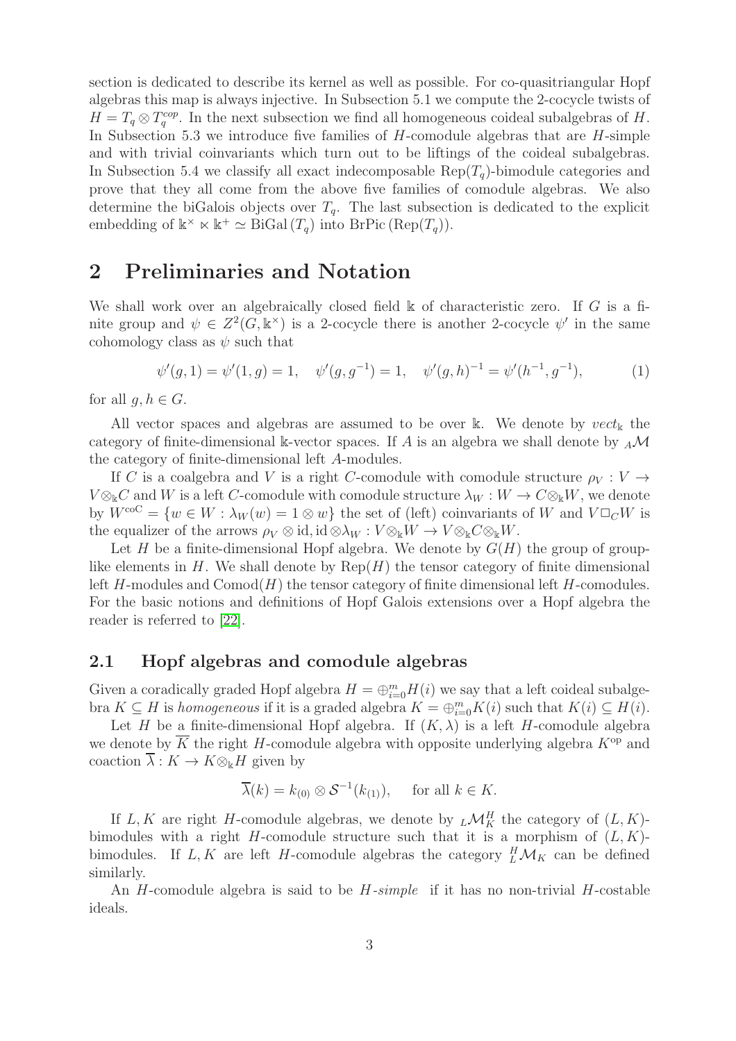section is dedicated to describe its kernel as well as possible. For co-quasitriangular Hopf algebras this map is always injective. In Subsection 5.1 we compute the 2-cocycle twists of $H = T_q \otimes T_q^{cop}$. In the next subsection we find all homogeneous coideal subalgebras of $H$. In Subsection 5.3 we introduce five families of $H$-comodule algebras that are $H$-simple and with trivial coinvariants which turn out to be liftings of the coideal subalgebras. In Subsection 5.4 we classify all exact indecomposable $\mathrm{Rep}(T_q)$-bimodule categories and prove that they all come from the above five families of comodule algebras. We also determine the biGalois objects over $T_q$. The last subsection is dedicated to the explicit embedding of $\Bbbk^\times \ltimes \Bbbk^+ \simeq \mathrm{BiGal}\,(T_q)$ into $\mathrm{BrPic}\,(\mathrm{Rep}(T_q))$.

# 2 Preliminaries and Notation

We shall work over an algebraically closed field $\Bbbk$ of characteristic zero. If $G$ is a finite group and $\psi \in Z^2(G, \Bbbk^\times)$ is a 2-cocycle there is another 2-cocycle $\psi'$ in the same cohomology class as $\psi$ such that

$$\psi'(g, 1) = \psi'(1, g) = 1, \quad \psi'(g, g^{-1}) = 1, \quad \psi'(g, h)^{-1} = \psi'(h^{-1}, g^{-1}), \tag{1}$$

for all $g, h \in G$.

All vector spaces and algebras are assumed to be over $\Bbbk$. We denote by $vect_\Bbbk$ the category of finite-dimensional $\Bbbk$-vector spaces. If $A$ is an algebra we shall denote by ${}_A\mathcal{M}$ the category of finite-dimensional left $A$-modules.

If $C$ is a coalgebra and $V$ is a right $C$-comodule with comodule structure $\rho_V : V \to V \otimes_\Bbbk C$ and $W$ is a left $C$-comodule with comodule structure $\lambda_W : W \to C \otimes_\Bbbk W$, we denote by $W^{\mathrm{coC}} = \{w \in W : \lambda_W(w) = 1 \otimes w\}$ the set of (left) coinvariants of $W$ and $V \square_C W$ is the equalizer of the arrows $\rho_V \otimes \mathrm{id}, \mathrm{id} \otimes \lambda_W : V \otimes_\Bbbk W \to V \otimes_\Bbbk C \otimes_\Bbbk W$.

Let $H$ be a finite-dimensional Hopf algebra. We denote by $G(H)$ the group of group-like elements in $H$. We shall denote by $\mathrm{Rep}(H)$ the tensor category of finite dimensional left $H$-modules and $\mathrm{Comod}(H)$ the tensor category of finite dimensional left $H$-comodules. For the basic notions and definitions of Hopf Galois extensions over a Hopf algebra the reader is referred to [22].

## 2.1 Hopf algebras and comodule algebras

Given a coradically graded Hopf algebra $H = \oplus_{i=0}^m H(i)$ we say that a left coideal subalgebra $K \subseteq H$ is *homogeneous* if it is a graded algebra $K = \oplus_{i=0}^m K(i)$ such that $K(i) \subseteq H(i)$.

Let $H$ be a finite-dimensional Hopf algebra. If $(K, \lambda)$ is a left $H$-comodule algebra we denote by $\overline{K}$ the right $H$-comodule algebra with opposite underlying algebra $K^{\mathrm{op}}$ and coaction $\overline{\lambda} : K \to K \otimes_\Bbbk H$ given by

$$\overline{\lambda}(k) = k_{(0)} \otimes \mathcal{S}^{-1}(k_{(1)}), \quad \text{for all } k \in K.$$

If $L, K$ are right $H$-comodule algebras, we denote by ${}_L\mathcal{M}_K^H$ the category of $(L, K)$-bimodules with a right $H$-comodule structure such that it is a morphism of $(L, K)$-bimodules. If $L, K$ are left $H$-comodule algebras the category ${}_L^H\mathcal{M}_K$ can be defined similarly.

An $H$-comodule algebra is said to be *$H$-simple* if it has no non-trivial $H$-costable ideals.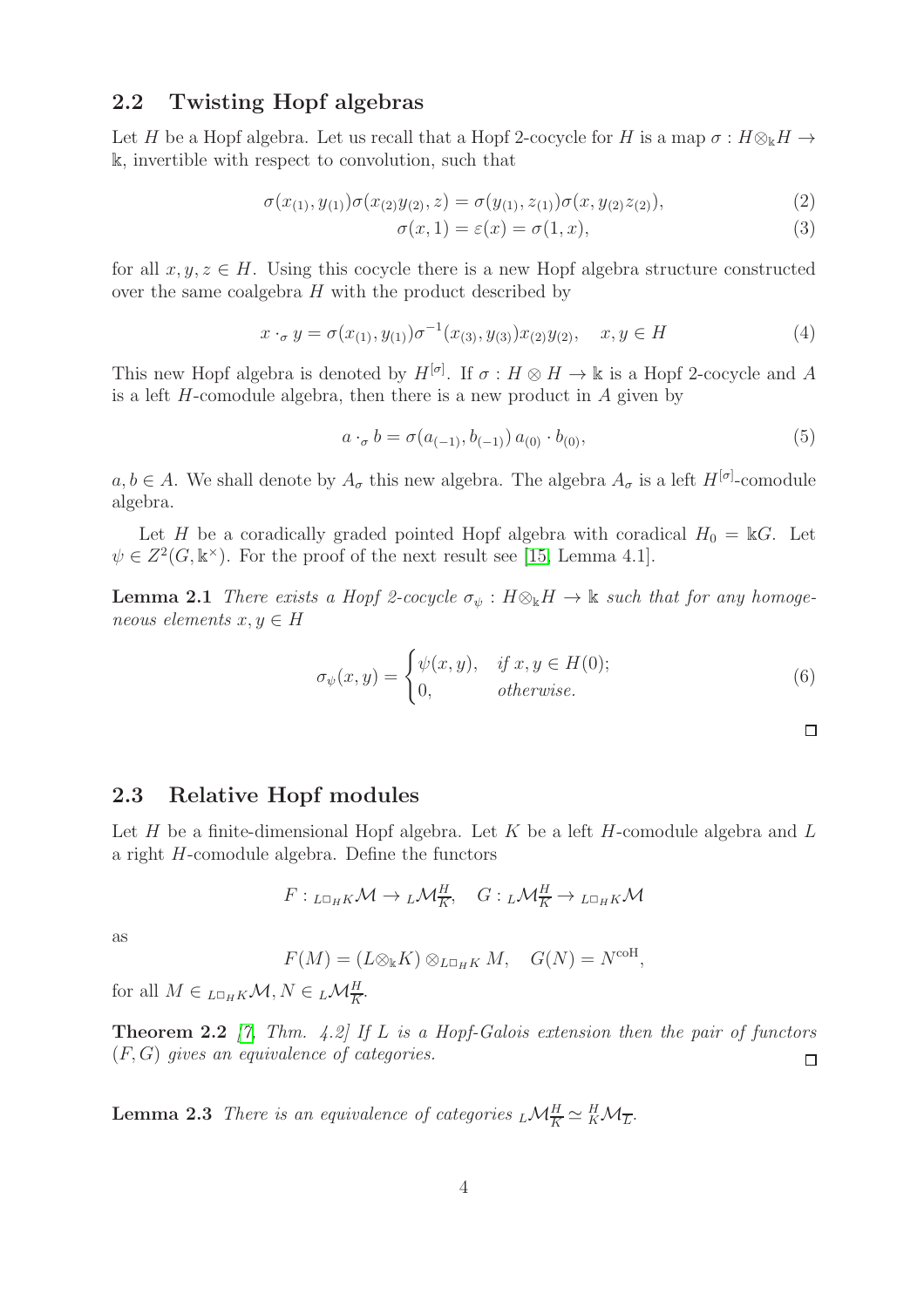## 2.2 Twisting Hopf algebras

Let $H$ be a Hopf algebra. Let us recall that a Hopf 2-cocycle for $H$ is a map $\sigma : H \otimes_{\Bbbk} H \to \Bbbk$, invertible with respect to convolution, such that

$$\sigma(x_{(1)}, y_{(1)})\sigma(x_{(2)}y_{(2)}, z) = \sigma(y_{(1)}, z_{(1)})\sigma(x, y_{(2)}z_{(2)}), \tag{2}$$

$$\sigma(x, 1) = \varepsilon(x) = \sigma(1, x), \tag{3}$$

for all $x, y, z \in H$. Using this cocycle there is a new Hopf algebra structure constructed over the same coalgebra $H$ with the product described by

$$x \cdot_{\sigma} y = \sigma(x_{(1)}, y_{(1)})\sigma^{-1}(x_{(3)}, y_{(3)})x_{(2)}y_{(2)}, \quad x, y \in H \tag{4}$$

This new Hopf algebra is denoted by $H^{[\sigma]}$. If $\sigma : H \otimes H \to \Bbbk$ is a Hopf 2-cocycle and $A$ is a left $H$-comodule algebra, then there is a new product in $A$ given by

$$a \cdot_{\sigma} b = \sigma(a_{(-1)}, b_{(-1)})\, a_{(0)} \cdot b_{(0)}, \tag{5}$$

$a, b \in A$. We shall denote by $A_{\sigma}$ this new algebra. The algebra $A_{\sigma}$ is a left $H^{[\sigma]}$-comodule algebra.

Let $H$ be a coradically graded pointed Hopf algebra with coradical $H_0 = \Bbbk G$. Let $\psi \in Z^2(G, \Bbbk^{\times})$. For the proof of the next result see [15, Lemma 4.1].

**Lemma 2.1** *There exists a Hopf 2-cocycle $\sigma_{\psi} : H \otimes_{\Bbbk} H \to \Bbbk$ such that for any homogeneous elements $x, y \in H$*

$$\sigma_{\psi}(x, y) = \begin{cases} \psi(x, y), & \text{if } x, y \in H(0); \\ 0, & \text{otherwise.} \end{cases} \tag{6}$$

□

## 2.3 Relative Hopf modules

Let $H$ be a finite-dimensional Hopf algebra. Let $K$ be a left $H$-comodule algebra and $L$ a right $H$-comodule algebra. Define the functors

$$F : {}_{L\square_H K}\mathcal{M} \to {}_{L}\mathcal{M}^{H}_{K}, \quad G : {}_{L}\mathcal{M}^{H}_{K} \to {}_{L\square_H K}\mathcal{M}$$

as

$$F(M) = (L \otimes_{\Bbbk} K) \otimes_{L\square_H K} M, \quad G(N) = N^{\mathrm{coH}},$$

for all $M \in {}_{L\square_H K}\mathcal{M}, N \in {}_{L}\mathcal{M}^{H}_{K}$.

**Theorem 2.2** *[7, Thm. 4.2] If $L$ is a Hopf-Galois extension then the pair of functors $(F, G)$ gives an equivalence of categories.* □

**Lemma 2.3** *There is an equivalence of categories ${}_{L}\mathcal{M}^{H}_{K} \simeq {}^{H}_{K}\mathcal{M}_{\overline{L}}$.*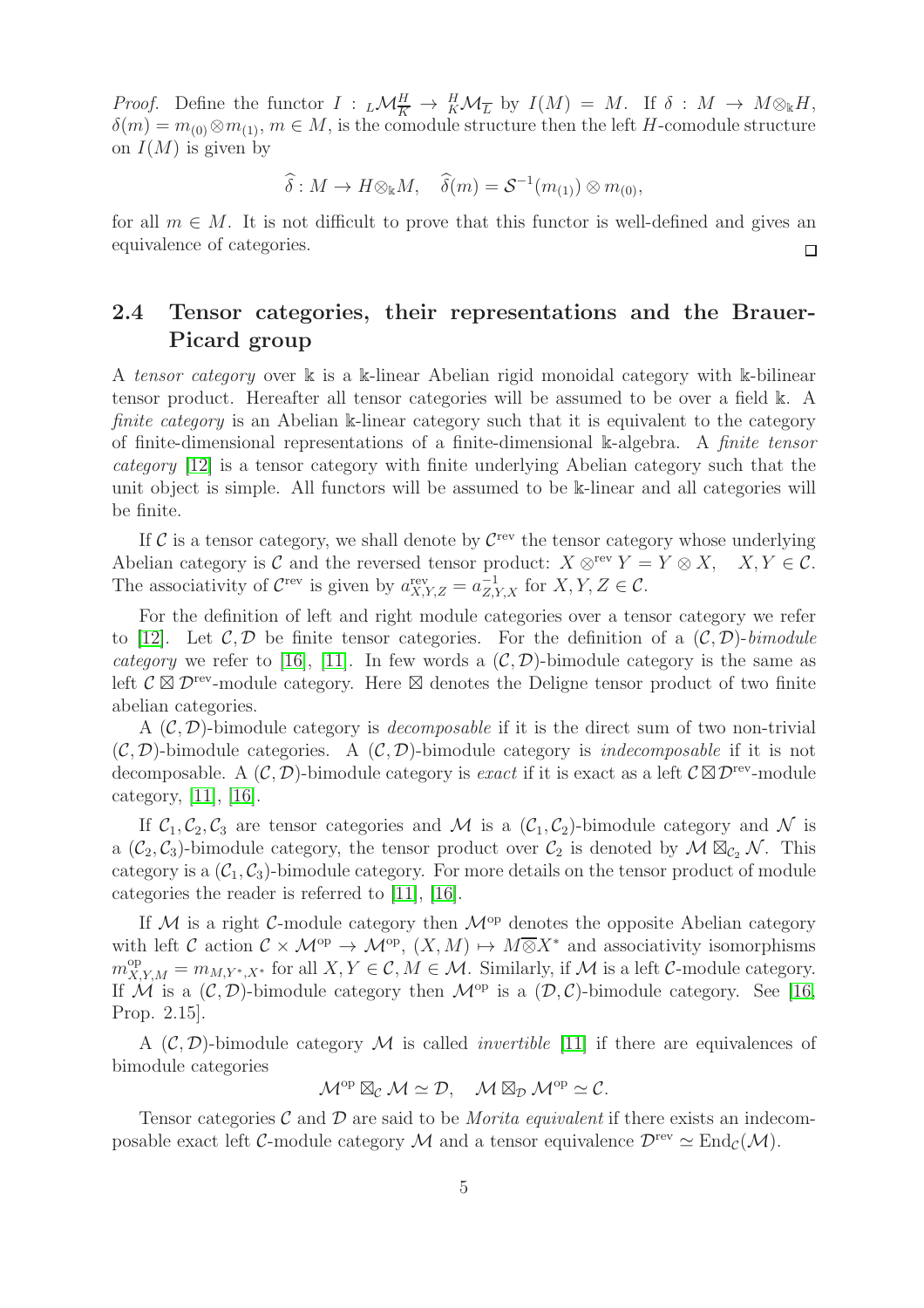*Proof.* Define the functor $I : {}_L\mathcal{M}^H_{\overline{K}} \to {}^H_K\mathcal{M}_{\overline{L}}$ by $I(M) = M$. If $\delta : M \to M \otimes_{\Bbbk} H$, $\delta(m) = m_{(0)} \otimes m_{(1)}$, $m \in M$, is the comodule structure then the left $H$-comodule structure on $I(M)$ is given by

$$\widehat{\delta} : M \to H \otimes_{\Bbbk} M, \quad \widehat{\delta}(m) = \mathcal{S}^{-1}(m_{(1)}) \otimes m_{(0)},$$

for all $m \in M$. It is not difficult to prove that this functor is well-defined and gives an equivalence of categories. □

## 2.4 Tensor categories, their representations and the Brauer-Picard group

A *tensor category* over $\Bbbk$ is a $\Bbbk$-linear Abelian rigid monoidal category with $\Bbbk$-bilinear tensor product. Hereafter all tensor categories will be assumed to be over a field $\Bbbk$. A *finite category* is an Abelian $\Bbbk$-linear category such that it is equivalent to the category of finite-dimensional representations of a finite-dimensional $\Bbbk$-algebra. A *finite tensor category* [12] is a tensor category with finite underlying Abelian category such that the unit object is simple. All functors will be assumed to be $\Bbbk$-linear and all categories will be finite.

If $\mathcal{C}$ is a tensor category, we shall denote by $\mathcal{C}^{\text{rev}}$ the tensor category whose underlying Abelian category is $\mathcal{C}$ and the reversed tensor product: $X \otimes^{\text{rev}} Y = Y \otimes X, \quad X, Y \in \mathcal{C}$. The associativity of $\mathcal{C}^{\text{rev}}$ is given by $a^{\text{rev}}_{X,Y,Z} = a^{-1}_{Z,Y,X}$ for $X, Y, Z \in \mathcal{C}$.

For the definition of left and right module categories over a tensor category we refer to [12]. Let $\mathcal{C}, \mathcal{D}$ be finite tensor categories. For the definition of a $(\mathcal{C}, \mathcal{D})$-*bimodule category* we refer to [16], [11]. In few words a $(\mathcal{C}, \mathcal{D})$-bimodule category is the same as left $\mathcal{C} \boxtimes \mathcal{D}^{\text{rev}}$-module category. Here $\boxtimes$ denotes the Deligne tensor product of two finite abelian categories.

A $(\mathcal{C}, \mathcal{D})$-bimodule category is *decomposable* if it is the direct sum of two non-trivial $(\mathcal{C}, \mathcal{D})$-bimodule categories. A $(\mathcal{C}, \mathcal{D})$-bimodule category is *indecomposable* if it is not decomposable. A $(\mathcal{C}, \mathcal{D})$-bimodule category is *exact* if it is exact as a left $\mathcal{C} \boxtimes \mathcal{D}^{\text{rev}}$-module category, [11], [16].

If $\mathcal{C}_1, \mathcal{C}_2, \mathcal{C}_3$ are tensor categories and $\mathcal{M}$ is a $(\mathcal{C}_1, \mathcal{C}_2)$-bimodule category and $\mathcal{N}$ is a $(\mathcal{C}_2, \mathcal{C}_3)$-bimodule category, the tensor product over $\mathcal{C}_2$ is denoted by $\mathcal{M} \boxtimes_{\mathcal{C}_2} \mathcal{N}$. This category is a $(\mathcal{C}_1, \mathcal{C}_3)$-bimodule category. For more details on the tensor product of module categories the reader is referred to [11], [16].

If $\mathcal{M}$ is a right $\mathcal{C}$-module category then $\mathcal{M}^{\text{op}}$ denotes the opposite Abelian category with left $\mathcal{C}$ action $\mathcal{C} \times \mathcal{M}^{\text{op}} \to \mathcal{M}^{\text{op}}$, $(X, M) \mapsto M \overline{\otimes} X^*$ and associativity isomorphisms $m^{\text{op}}_{X,Y,M} = m_{M,Y^*,X^*}$ for all $X, Y \in \mathcal{C}, M \in \mathcal{M}$. Similarly, if $\mathcal{M}$ is a left $\mathcal{C}$-module category. If $\mathcal{M}$ is a $(\mathcal{C}, \mathcal{D})$-bimodule category then $\mathcal{M}^{\text{op}}$ is a $(\mathcal{D}, \mathcal{C})$-bimodule category. See [16, Prop. 2.15].

A $(\mathcal{C}, \mathcal{D})$-bimodule category $\mathcal{M}$ is called *invertible* [11] if there are equivalences of bimodule categories

$$\mathcal{M}^{\text{op}} \boxtimes_{\mathcal{C}} \mathcal{M} \simeq \mathcal{D}, \quad \mathcal{M} \boxtimes_{\mathcal{D}} \mathcal{M}^{\text{op}} \simeq \mathcal{C}.$$

Tensor categories $\mathcal{C}$ and $\mathcal{D}$ are said to be *Morita equivalent* if there exists an indecomposable exact left $\mathcal{C}$-module category $\mathcal{M}$ and a tensor equivalence $\mathcal{D}^{\text{rev}} \simeq \text{End}_{\mathcal{C}}(\mathcal{M})$.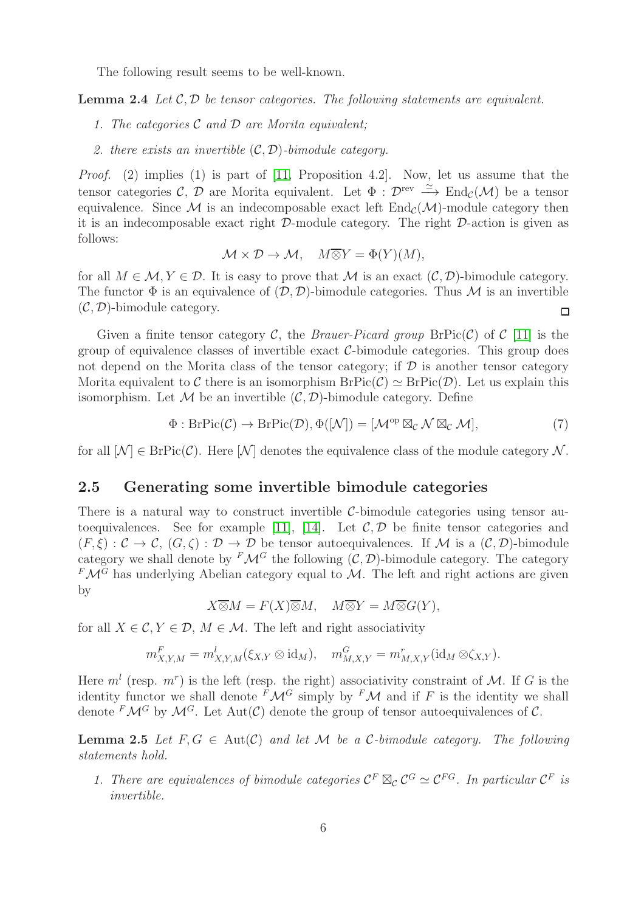The following result seems to be well-known.

**Lemma 2.4** *Let $\mathcal{C}, \mathcal{D}$ be tensor categories. The following statements are equivalent.*

1. *The categories $\mathcal{C}$ and $\mathcal{D}$ are Morita equivalent;*
2. *there exists an invertible $(\mathcal{C}, \mathcal{D})$-bimodule category.*

*Proof.* (2) implies (1) is part of [11, Proposition 4.2]. Now, let us assume that the tensor categories $\mathcal{C}$, $\mathcal{D}$ are Morita equivalent. Let $\Phi : \mathcal{D}^{\text{rev}} \xrightarrow{\simeq} \text{End}_{\mathcal{C}}(\mathcal{M})$ be a tensor equivalence. Since $\mathcal{M}$ is an indecomposable exact left $\text{End}_{\mathcal{C}}(\mathcal{M})$-module category then it is an indecomposable exact right $\mathcal{D}$-module category. The right $\mathcal{D}$-action is given as follows:

$$\mathcal{M} \times \mathcal{D} \to \mathcal{M}, \quad M\overline{\otimes}Y = \Phi(Y)(M),$$

for all $M \in \mathcal{M}, Y \in \mathcal{D}$. It is easy to prove that $\mathcal{M}$ is an exact $(\mathcal{C}, \mathcal{D})$-bimodule category. The functor $\Phi$ is an equivalence of $(\mathcal{D}, \mathcal{D})$-bimodule categories. Thus $\mathcal{M}$ is an invertible $(\mathcal{C}, \mathcal{D})$-bimodule category. □

Given a finite tensor category $\mathcal{C}$, the *Brauer-Picard group* $\text{BrPic}(\mathcal{C})$ of $\mathcal{C}$ [11] is the group of equivalence classes of invertible exact $\mathcal{C}$-bimodule categories. This group does not depend on the Morita class of the tensor category; if $\mathcal{D}$ is another tensor category Morita equivalent to $\mathcal{C}$ there is an isomorphism $\text{BrPic}(\mathcal{C}) \simeq \text{BrPic}(\mathcal{D})$. Let us explain this isomorphism. Let $\mathcal{M}$ be an invertible $(\mathcal{C}, \mathcal{D})$-bimodule category. Define

$$\Phi : \text{BrPic}(\mathcal{C}) \to \text{BrPic}(\mathcal{D}), \Phi([\mathcal{N}]) = [\mathcal{M}^{\text{op}} \boxtimes_{\mathcal{C}} \mathcal{N} \boxtimes_{\mathcal{C}} \mathcal{M}], \tag{7}$$

for all $[\mathcal{N}] \in \text{BrPic}(\mathcal{C})$. Here $[\mathcal{N}]$ denotes the equivalence class of the module category $\mathcal{N}$.

## 2.5 Generating some invertible bimodule categories

There is a natural way to construct invertible $\mathcal{C}$-bimodule categories using tensor autoequivalences. See for example [11], [14]. Let $\mathcal{C}, \mathcal{D}$ be finite tensor categories and $(F, \xi) : \mathcal{C} \to \mathcal{C}$, $(G, \zeta) : \mathcal{D} \to \mathcal{D}$ be tensor autoequivalences. If $\mathcal{M}$ is a $(\mathcal{C}, \mathcal{D})$-bimodule category we shall denote by ${}^F\mathcal{M}^G$ the following $(\mathcal{C}, \mathcal{D})$-bimodule category. The category ${}^F\mathcal{M}^G$ has underlying Abelian category equal to $\mathcal{M}$. The left and right actions are given by

$$X\overline{\otimes}M = F(X)\overline{\otimes}M, \quad M\overline{\otimes}Y = M\overline{\otimes}G(Y),$$

for all $X \in \mathcal{C}, Y \in \mathcal{D}$, $M \in \mathcal{M}$. The left and right associativity

$$m^F_{X,Y,M} = m^l_{X,Y,M}(\xi_{X,Y} \otimes \text{id}_M), \quad m^G_{M,X,Y} = m^r_{M,X,Y}(\text{id}_M \otimes \zeta_{X,Y}).$$

Here $m^l$ (resp. $m^r$) is the left (resp. the right) associativity constraint of $\mathcal{M}$. If $G$ is the identity functor we shall denote ${}^F\mathcal{M}^G$ simply by ${}^F\mathcal{M}$ and if $F$ is the identity we shall denote ${}^F\mathcal{M}^G$ by $\mathcal{M}^G$. Let $\text{Aut}(\mathcal{C})$ denote the group of tensor autoequivalences of $\mathcal{C}$.

**Lemma 2.5** *Let $F, G \in \text{Aut}(\mathcal{C})$ and let $\mathcal{M}$ be a $\mathcal{C}$-bimodule category. The following statements hold.*

1. *There are equivalences of bimodule categories $\mathcal{C}^F \boxtimes_{\mathcal{C}} \mathcal{C}^G \simeq \mathcal{C}^{FG}$. In particular $\mathcal{C}^F$ is invertible.*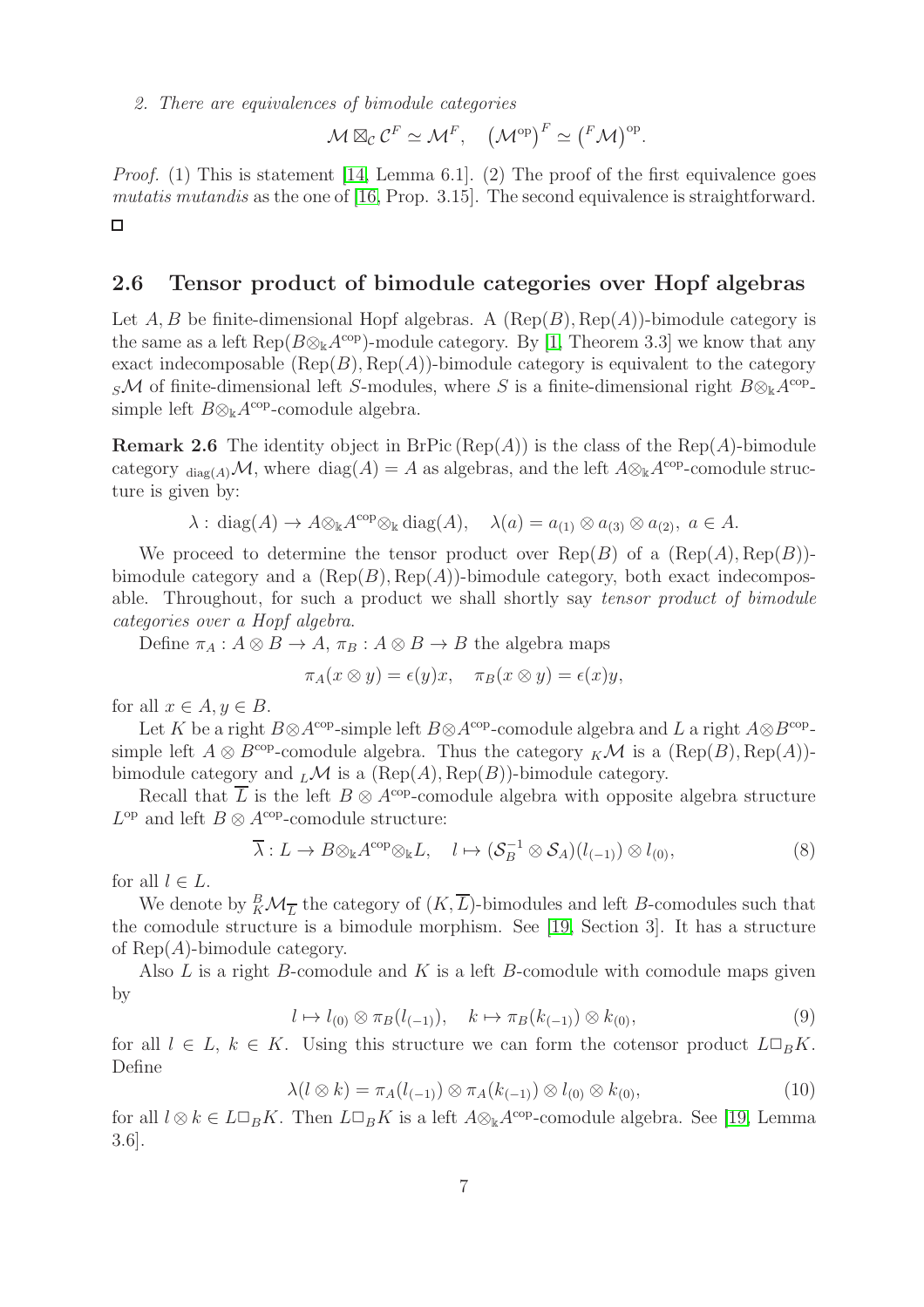2. *There are equivalences of bimodule categories*

$$\mathcal{M} \boxtimes_{\mathcal{C}} \mathcal{C}^F \simeq \mathcal{M}^F, \quad \left(\mathcal{M}^{\text{op}}\right)^F \simeq \left({}^F\mathcal{M}\right)^{\text{op}}.$$

*Proof.* (1) This is statement [14, Lemma 6.1]. (2) The proof of the first equivalence goes *mutatis mutandis* as the one of [16, Prop. 3.15]. The second equivalence is straightforward.

□

## 2.6 Tensor product of bimodule categories over Hopf algebras

Let $A, B$ be finite-dimensional Hopf algebras. A $(\text{Rep}(B), \text{Rep}(A))$-bimodule category is the same as a left $\text{Rep}(B \otimes_{\Bbbk} A^{\text{cop}})$-module category. By [1, Theorem 3.3] we know that any exact indecomposable $(\text{Rep}(B), \text{Rep}(A))$-bimodule category is equivalent to the category ${}_S\mathcal{M}$ of finite-dimensional left $S$-modules, where $S$ is a finite-dimensional right $B \otimes_{\Bbbk} A^{\text{cop}}$-simple left $B \otimes_{\Bbbk} A^{\text{cop}}$-comodule algebra.

**Remark 2.6** The identity object in $\text{BrPic}(\text{Rep}(A))$ is the class of the $\text{Rep}(A)$-bimodule category ${}_{\text{diag}(A)}\mathcal{M}$, where $\text{diag}(A) = A$ as algebras, and the left $A \otimes_{\Bbbk} A^{\text{cop}}$-comodule structure is given by:

$$\lambda : \text{diag}(A) \to A \otimes_{\Bbbk} A^{\text{cop}} \otimes_{\Bbbk} \text{diag}(A), \quad \lambda(a) = a_{(1)} \otimes a_{(3)} \otimes a_{(2)}, \ a \in A.$$

We proceed to determine the tensor product over $\text{Rep}(B)$ of a $(\text{Rep}(A), \text{Rep}(B))$-bimodule category and a $(\text{Rep}(B), \text{Rep}(A))$-bimodule category, both exact indecomposable. Throughout, for such a product we shall shortly say *tensor product of bimodule categories over a Hopf algebra*.

Define $\pi_A : A \otimes B \to A$, $\pi_B : A \otimes B \to B$ the algebra maps

$$\pi_A(x \otimes y) = \epsilon(y)x, \quad \pi_B(x \otimes y) = \epsilon(x)y,$$

for all $x \in A, y \in B$.

Let $K$ be a right $B \otimes A^{\text{cop}}$-simple left $B \otimes A^{\text{cop}}$-comodule algebra and $L$ a right $A \otimes B^{\text{cop}}$-simple left $A \otimes B^{\text{cop}}$-comodule algebra. Thus the category ${}_K\mathcal{M}$ is a $(\text{Rep}(B), \text{Rep}(A))$-bimodule category and ${}_L\mathcal{M}$ is a $(\text{Rep}(A), \text{Rep}(B))$-bimodule category.

Recall that $\overline{L}$ is the left $B \otimes A^{\text{cop}}$-comodule algebra with opposite algebra structure $L^{\text{op}}$ and left $B \otimes A^{\text{cop}}$-comodule structure:

$$\overline{\lambda} : L \to B \otimes_{\Bbbk} A^{\text{cop}} \otimes_{\Bbbk} L, \quad l \mapsto (\mathcal{S}_B^{-1} \otimes \mathcal{S}_A)(l_{(-1)}) \otimes l_{(0)}, \tag{8}$$

for all $l \in L$.

We denote by ${}^B_K\mathcal{M}_{\overline{L}}$ the category of $(K, \overline{L})$-bimodules and left $B$-comodules such that the comodule structure is a bimodule morphism. See [19, Section 3]. It has a structure of $\text{Rep}(A)$-bimodule category.

Also $L$ is a right $B$-comodule and $K$ is a left $B$-comodule with comodule maps given by

$$l \mapsto l_{(0)} \otimes \pi_B(l_{(-1)}), \quad k \mapsto \pi_B(k_{(-1)}) \otimes k_{(0)}, \tag{9}$$

for all $l \in L$, $k \in K$. Using this structure we can form the cotensor product $L \square_B K$. Define

$$\lambda(l \otimes k) = \pi_A(l_{(-1)}) \otimes \pi_A(k_{(-1)}) \otimes l_{(0)} \otimes k_{(0)}, \tag{10}$$

for all $l \otimes k \in L \square_B K$. Then $L \square_B K$ is a left $A \otimes_{\Bbbk} A^{\text{cop}}$-comodule algebra. See [19, Lemma 3.6].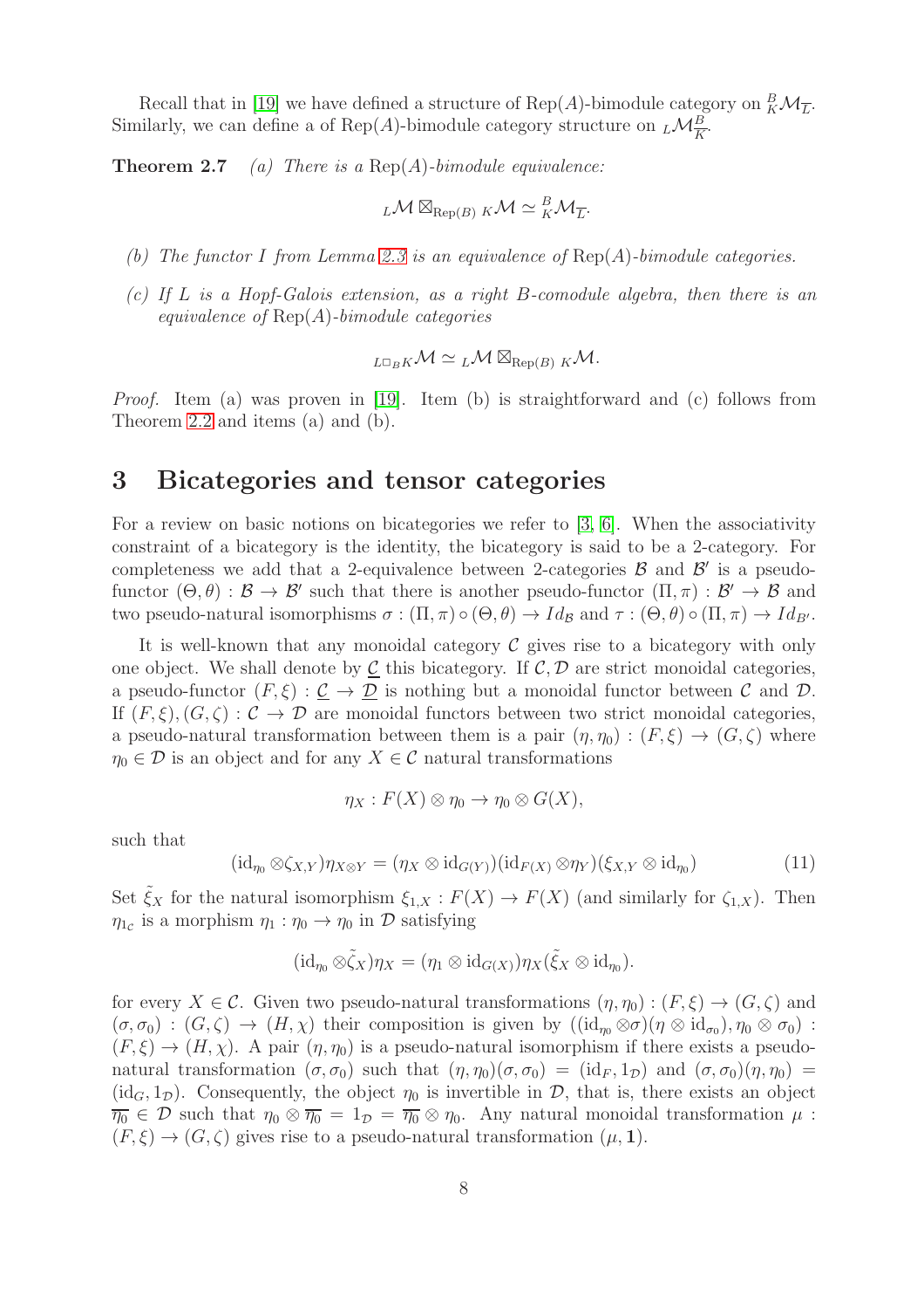Recall that in [19] we have defined a structure of $\text{Rep}(A)$-bimodule category on ${}^{B}_{K}\mathcal{M}_{\overline{L}}$. Similarly, we can define a of $\text{Rep}(A)$-bimodule category structure on ${}_{L}\mathcal{M}^{B}_{\overline{K}}$.

**Theorem 2.7** *(a) There is a* $\text{Rep}(A)$*-bimodule equivalence:*

$$ {}_{L}\mathcal{M} \boxtimes_{\text{Rep}(B)} {}_{K}\mathcal{M} \simeq {}^{B}_{K}\mathcal{M}_{\overline{L}}. $$

*(b) The functor $I$ from Lemma 2.3 is an equivalence of* $\text{Rep}(A)$*-bimodule categories.*

*(c) If $L$ is a Hopf-Galois extension, as a right $B$-comodule algebra, then there is an equivalence of* $\text{Rep}(A)$*-bimodule categories*

$$ {}_{L\square_B K}\mathcal{M} \simeq {}_{L}\mathcal{M} \boxtimes_{\text{Rep}(B)} {}_{K}\mathcal{M}. $$

*Proof.* Item (a) was proven in [19]. Item (b) is straightforward and (c) follows from Theorem 2.2 and items (a) and (b).

# 3 Bicategories and tensor categories

For a review on basic notions on bicategories we refer to [3, 6]. When the associativity constraint of a bicategory is the identity, the bicategory is said to be a 2-category. For completeness we add that a 2-equivalence between 2-categories $\mathcal{B}$ and $\mathcal{B}'$ is a pseudo-functor $(\Theta, \theta) : \mathcal{B} \to \mathcal{B}'$ such that there is another pseudo-functor $(\Pi, \pi) : \mathcal{B}' \to \mathcal{B}$ and two pseudo-natural isomorphisms $\sigma : (\Pi, \pi) \circ (\Theta, \theta) \to Id_{\mathcal{B}}$ and $\tau : (\Theta, \theta) \circ (\Pi, \pi) \to Id_{\mathcal{B}'}$.

It is well-known that any monoidal category $\mathcal{C}$ gives rise to a bicategory with only one object. We shall denote by $\underline{\mathcal{C}}$ this bicategory. If $\mathcal{C}, \mathcal{D}$ are strict monoidal categories, a pseudo-functor $(F, \xi) : \underline{\mathcal{C}} \to \underline{\mathcal{D}}$ is nothing but a monoidal functor between $\mathcal{C}$ and $\mathcal{D}$. If $(F, \xi), (G, \zeta) : \mathcal{C} \to \mathcal{D}$ are monoidal functors between two strict monoidal categories, a pseudo-natural transformation between them is a pair $(\eta, \eta_0) : (F, \xi) \to (G, \zeta)$ where $\eta_0 \in \mathcal{D}$ is an object and for any $X \in \mathcal{C}$ natural transformations

$$ \eta_X : F(X) \otimes \eta_0 \to \eta_0 \otimes G(X), $$

such that

$$ (\text{id}_{\eta_0} \otimes \zeta_{X,Y})\eta_{X\otimes Y} = (\eta_X \otimes \text{id}_{G(Y)})(\text{id}_{F(X)} \otimes \eta_Y)(\xi_{X,Y} \otimes \text{id}_{\eta_0}) \tag{11} $$

Set $\tilde{\xi}_X$ for the natural isomorphism $\xi_{1,X} : F(X) \to F(X)$ (and similarly for $\zeta_{1,X}$). Then $\eta_{1_{\mathcal{C}}}$ is a morphism $\eta_1 : \eta_0 \to \eta_0$ in $\mathcal{D}$ satisfying

$$ (\text{id}_{\eta_0} \otimes \tilde{\zeta}_X)\eta_X = (\eta_1 \otimes \text{id}_{G(X)})\eta_X(\tilde{\xi}_X \otimes \text{id}_{\eta_0}). $$

for every $X \in \mathcal{C}$. Given two pseudo-natural transformations $(\eta, \eta_0) : (F, \xi) \to (G, \zeta)$ and $(\sigma, \sigma_0) : (G, \zeta) \to (H, \chi)$ their composition is given by $((\text{id}_{\eta_0} \otimes \sigma)(\eta \otimes \text{id}_{\sigma_0}), \eta_0 \otimes \sigma_0) : (F, \xi) \to (H, \chi)$. A pair $(\eta, \eta_0)$ is a pseudo-natural isomorphism if there exists a pseudo-natural transformation $(\sigma, \sigma_0)$ such that $(\eta, \eta_0)(\sigma, \sigma_0) = (\text{id}_F, 1_{\mathcal{D}})$ and $(\sigma, \sigma_0)(\eta, \eta_0) = (\text{id}_G, 1_{\mathcal{D}})$. Consequently, the object $\eta_0$ is invertible in $\mathcal{D}$, that is, there exists an object $\overline{\eta_0} \in \mathcal{D}$ such that $\eta_0 \otimes \overline{\eta_0} = 1_{\mathcal{D}} = \overline{\eta_0} \otimes \eta_0$. Any natural monoidal transformation $\mu : (F, \xi) \to (G, \zeta)$ gives rise to a pseudo-natural transformation $(\mu, \mathbf{1})$.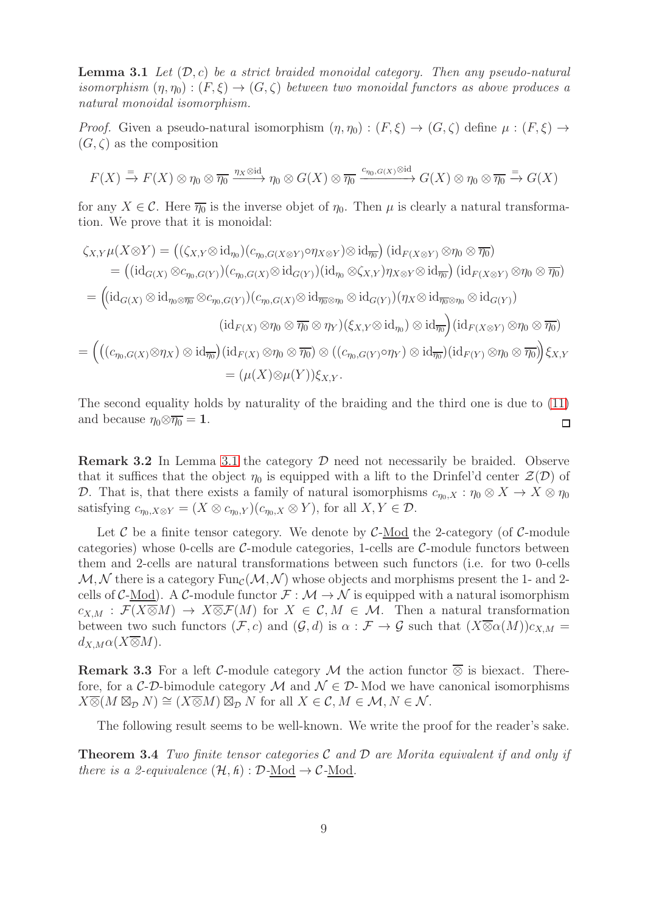**Lemma 3.1** *Let $(\mathcal{D}, c)$ be a strict braided monoidal category. Then any pseudo-natural isomorphism $(\eta, \eta_0) : (F, \xi) \to (G, \zeta)$ between two monoidal functors as above produces a natural monoidal isomorphism.*

*Proof.* Given a pseudo-natural isomorphism $(\eta, \eta_0) : (F, \xi) \to (G, \zeta)$ define $\mu : (F, \xi) \to (G, \zeta)$ as the composition

$$F(X) \xrightarrow{=} F(X) \otimes \eta_0 \otimes \overline{\eta_0} \xrightarrow{\eta_X \otimes \mathrm{id}} \eta_0 \otimes G(X) \otimes \overline{\eta_0} \xrightarrow{c_{\eta_0, G(X)} \otimes \mathrm{id}} G(X) \otimes \eta_0 \otimes \overline{\eta_0} \xrightarrow{=} G(X)$$

for any $X \in \mathcal{C}$. Here $\overline{\eta_0}$ is the inverse objet of $\eta_0$. Then $\mu$ is clearly a natural transformation. We prove that it is monoidal:

$$\begin{aligned}
\zeta_{X,Y}\mu(X\otimes Y) &= \left((\zeta_{X,Y}\otimes \mathrm{id}_{\eta_0})(c_{\eta_0,G(X\otimes Y)}\circ\eta_{X\otimes Y})\otimes \mathrm{id}_{\overline{\eta_0}}\right)(\mathrm{id}_{F(X\otimes Y)}\otimes\eta_0\otimes\overline{\eta_0})\\
&= \left((\mathrm{id}_{G(X)}\otimes c_{\eta_0,G(Y)})(c_{\eta_0,G(X)}\otimes \mathrm{id}_{G(Y)})(\mathrm{id}_{\eta_0}\otimes\zeta_{X,Y})\eta_{X\otimes Y}\otimes \mathrm{id}_{\overline{\eta_0}}\right)(\mathrm{id}_{F(X\otimes Y)}\otimes\eta_0\otimes\overline{\eta_0})\\
&= \Big((\mathrm{id}_{G(X)}\otimes \mathrm{id}_{\eta_0\otimes\overline{\eta_0}}\otimes c_{\eta_0,G(Y)})(c_{\eta_0,G(X)}\otimes \mathrm{id}_{\overline{\eta_0}\otimes\eta_0}\otimes \mathrm{id}_{G(Y)})(\eta_X\otimes \mathrm{id}_{\overline{\eta_0}\otimes\eta_0}\otimes \mathrm{id}_{G(Y)})\\
&\qquad (\mathrm{id}_{F(X)}\otimes\eta_0\otimes\overline{\eta_0}\otimes\eta_Y)(\xi_{X,Y}\otimes \mathrm{id}_{\eta_0})\otimes \mathrm{id}_{\overline{\eta_0}}\Big)(\mathrm{id}_{F(X\otimes Y)}\otimes\eta_0\otimes\overline{\eta_0})\\
&= \Big(((c_{\eta_0,G(X)}\otimes\eta_X)\otimes \mathrm{id}_{\overline{\eta_0}})(\mathrm{id}_{F(X)}\otimes\eta_0\otimes\overline{\eta_0})\otimes((c_{\eta_0,G(Y)}\circ\eta_Y)\otimes \mathrm{id}_{\overline{\eta_0}})(\mathrm{id}_{F(Y)}\otimes\eta_0\otimes\overline{\eta_0})\Big)\xi_{X,Y}\\
&= (\mu(X)\otimes\mu(Y))\xi_{X,Y}.
\end{aligned}$$

The second equality holds by naturality of the braiding and the third one is due to (11) and because $\eta_0\otimes\overline{\eta_0} = \mathbf{1}$. □

**Remark 3.2** In Lemma 3.1 the category $\mathcal{D}$ need not necessarily be braided. Observe that it suffices that the object $\eta_0$ is equipped with a lift to the Drinfel'd center $\mathcal{Z}(\mathcal{D})$ of $\mathcal{D}$. That is, that there exists a family of natural isomorphisms $c_{\eta_0,X} : \eta_0 \otimes X \to X \otimes \eta_0$ satisfying $c_{\eta_0,X\otimes Y} = (X \otimes c_{\eta_0,Y})(c_{\eta_0,X} \otimes Y)$, for all $X, Y \in \mathcal{D}$.

Let $\mathcal{C}$ be a finite tensor category. We denote by $\mathcal{C}$-Mod the 2-category (of $\mathcal{C}$-module categories) whose 0-cells are $\mathcal{C}$-module categories, 1-cells are $\mathcal{C}$-module functors between them and 2-cells are natural transformations between such functors (i.e. for two 0-cells $\mathcal{M}, \mathcal{N}$ there is a category $\mathrm{Fun}_{\mathcal{C}}(\mathcal{M}, \mathcal{N})$ whose objects and morphisms present the 1- and 2-cells of $\mathcal{C}$-Mod). A $\mathcal{C}$-module functor $\mathcal{F} : \mathcal{M} \to \mathcal{N}$ is equipped with a natural isomorphism $c_{X,M} : \mathcal{F}(X\overline{\otimes}M) \to X\overline{\otimes}\mathcal{F}(M)$ for $X \in \mathcal{C}, M \in \mathcal{M}$. Then a natural transformation between two such functors $(\mathcal{F}, c)$ and $(\mathcal{G}, d)$ is $\alpha : \mathcal{F} \to \mathcal{G}$ such that $(X\overline{\otimes}\alpha(M))c_{X,M} = d_{X,M}\alpha(X\overline{\otimes}M)$.

**Remark 3.3** For a left $\mathcal{C}$-module category $\mathcal{M}$ the action functor $\overline{\otimes}$ is biexact. Therefore, for a $\mathcal{C}$-$\mathcal{D}$-bimodule category $\mathcal{M}$ and $\mathcal{N} \in \mathcal{D}$-Mod we have canonical isomorphisms $X\overline{\otimes}(M \boxtimes_{\mathcal{D}} N) \cong (X\overline{\otimes}M) \boxtimes_{\mathcal{D}} N$ for all $X \in \mathcal{C}, M \in \mathcal{M}, N \in \mathcal{N}$.

The following result seems to be well-known. We write the proof for the reader's sake.

**Theorem 3.4** *Two finite tensor categories $\mathcal{C}$ and $\mathcal{D}$ are Morita equivalent if and only if there is a 2-equivalence $(\mathcal{H}, \hbar) : \mathcal{D}$-Mod $\to \mathcal{C}$-Mod.*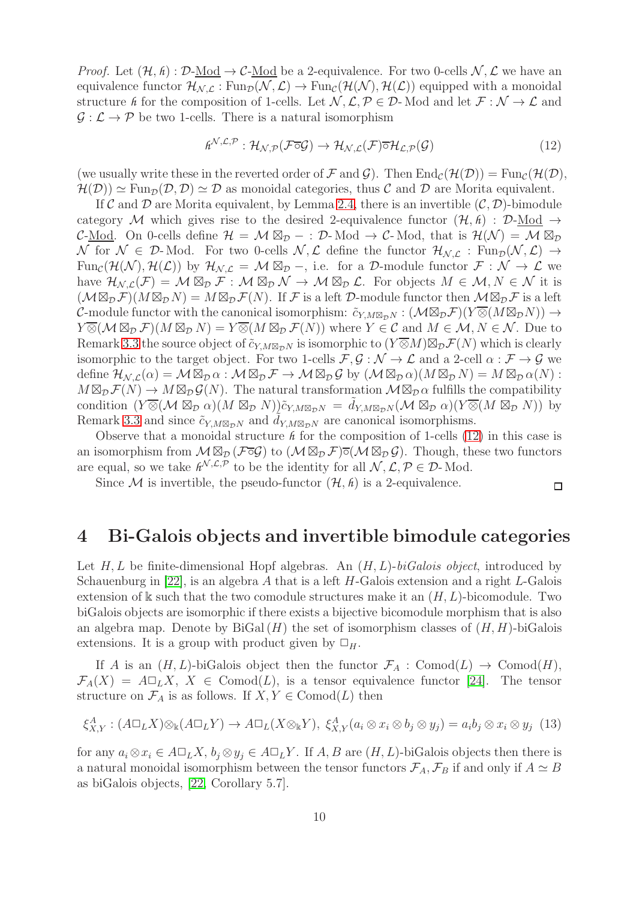*Proof.* Let $(\mathcal{H}, \hbar) : \mathcal{D}\text{-}\underline{\text{Mod}} \to \mathcal{C}\text{-}\underline{\text{Mod}}$ be a 2-equivalence. For two 0-cells $\mathcal{N}, \mathcal{L}$ we have an equivalence functor $\mathcal{H}_{\mathcal{N},\mathcal{L}} : \text{Fun}_{\mathcal{D}}(\mathcal{N}, \mathcal{L}) \to \text{Fun}_{\mathcal{C}}(\mathcal{H}(\mathcal{N}), \mathcal{H}(\mathcal{L}))$ equipped with a monoidal structure $\hbar$ for the composition of 1-cells. Let $\mathcal{N}, \mathcal{L}, \mathcal{P} \in \mathcal{D}\text{-}\text{Mod}$ and let $\mathcal{F} : \mathcal{N} \to \mathcal{L}$ and $\mathcal{G} : \mathcal{L} \to \mathcal{P}$ be two 1-cells. There is a natural isomorphism

$$\hbar^{\mathcal{N},\mathcal{L},\mathcal{P}} : \mathcal{H}_{\mathcal{N},\mathcal{P}}(\mathcal{F}\overline{\circ}\mathcal{G}) \to \mathcal{H}_{\mathcal{N},\mathcal{L}}(\mathcal{F})\overline{\circ}\mathcal{H}_{\mathcal{L},\mathcal{P}}(\mathcal{G}) \tag{12}$$

(we usually write these in the reverted order of $\mathcal{F}$ and $\mathcal{G}$). Then $\text{End}_{\mathcal{C}}(\mathcal{H}(\mathcal{D})) = \text{Fun}_{\mathcal{C}}(\mathcal{H}(\mathcal{D}), \mathcal{H}(\mathcal{D})) \simeq \text{Fun}_{\mathcal{D}}(\mathcal{D}, \mathcal{D}) \simeq \mathcal{D}$ as monoidal categories, thus $\mathcal{C}$ and $\mathcal{D}$ are Morita equivalent.

If $\mathcal{C}$ and $\mathcal{D}$ are Morita equivalent, by Lemma 2.4, there is an invertible $(\mathcal{C}, \mathcal{D})$-bimodule category $\mathcal{M}$ which gives rise to the desired 2-equivalence functor $(\mathcal{H}, \hbar) : \mathcal{D}\text{-}\underline{\text{Mod}} \to \mathcal{C}\text{-}\underline{\text{Mod}}$. On 0-cells define $\mathcal{H} = \mathcal{M} \boxtimes_{\mathcal{D}} - : \mathcal{D}\text{-}\text{Mod} \to \mathcal{C}\text{-}\text{Mod}$, that is $\mathcal{H}(\mathcal{N}) = \mathcal{M} \boxtimes_{\mathcal{D}} \mathcal{N}$ for $\mathcal{N} \in \mathcal{D}\text{-}\text{Mod}$. For two 0-cells $\mathcal{N}, \mathcal{L}$ define the functor $\mathcal{H}_{\mathcal{N},\mathcal{L}} : \text{Fun}_{\mathcal{D}}(\mathcal{N}, \mathcal{L}) \to \text{Fun}_{\mathcal{C}}(\mathcal{H}(\mathcal{N}), \mathcal{H}(\mathcal{L}))$ by $\mathcal{H}_{\mathcal{N},\mathcal{L}} = \mathcal{M} \boxtimes_{\mathcal{D}} -$, i.e. for a $\mathcal{D}$-module functor $\mathcal{F} : \mathcal{N} \to \mathcal{L}$ we have $\mathcal{H}_{\mathcal{N},\mathcal{L}}(\mathcal{F}) = \mathcal{M} \boxtimes_{\mathcal{D}} \mathcal{F} : \mathcal{M} \boxtimes_{\mathcal{D}} \mathcal{N} \to \mathcal{M} \boxtimes_{\mathcal{D}} \mathcal{L}$. For objects $M \in \mathcal{M}, N \in \mathcal{N}$ it is $(\mathcal{M} \boxtimes_{\mathcal{D}} \mathcal{F})(M \boxtimes_{\mathcal{D}} N) = M \boxtimes_{\mathcal{D}} \mathcal{F}(N)$. If $\mathcal{F}$ is a left $\mathcal{D}$-module functor then $\mathcal{M} \boxtimes_{\mathcal{D}} \mathcal{F}$ is a left $\mathcal{C}$-module functor with the canonical isomorphism: $\tilde{c}_{Y,M\boxtimes_{\mathcal{D}}N} : (\mathcal{M} \boxtimes_{\mathcal{D}} \mathcal{F})(Y \overline{\otimes}(M \boxtimes_{\mathcal{D}} N)) \to Y \overline{\otimes}(\mathcal{M} \boxtimes_{\mathcal{D}} \mathcal{F})(M \boxtimes_{\mathcal{D}} N) = Y \overline{\otimes}(M \boxtimes_{\mathcal{D}} \mathcal{F}(N))$ where $Y \in \mathcal{C}$ and $M \in \mathcal{M}, N \in \mathcal{N}$. Due to Remark 3.3 the source object of $\tilde{c}_{Y,M\boxtimes_{\mathcal{D}}N}$ is isomorphic to $(Y \overline{\otimes} M) \boxtimes_{\mathcal{D}} \mathcal{F}(N)$ which is clearly isomorphic to the target object. For two 1-cells $\mathcal{F}, \mathcal{G} : \mathcal{N} \to \mathcal{L}$ and a 2-cell $\alpha : \mathcal{F} \to \mathcal{G}$ we define $\mathcal{H}_{\mathcal{N},\mathcal{L}}(\alpha) = \mathcal{M} \boxtimes_{\mathcal{D}} \alpha : \mathcal{M} \boxtimes_{\mathcal{D}} \mathcal{F} \to \mathcal{M} \boxtimes_{\mathcal{D}} \mathcal{G}$ by $(\mathcal{M} \boxtimes_{\mathcal{D}} \alpha)(M \boxtimes_{\mathcal{D}} N) = M \boxtimes_{\mathcal{D}} \alpha(N) : M \boxtimes_{\mathcal{D}} \mathcal{F}(N) \to M \boxtimes_{\mathcal{D}} \mathcal{G}(N)$. The natural transformation $\mathcal{M} \boxtimes_{\mathcal{D}} \alpha$ fulfills the compatibility condition $(Y \overline{\otimes}(\mathcal{M} \boxtimes_{\mathcal{D}} \alpha)(M \boxtimes_{\mathcal{D}} N))\tilde{c}_{Y,M\boxtimes_{\mathcal{D}}N} = \tilde{d}_{Y,M\boxtimes_{\mathcal{D}}N}(\mathcal{M} \boxtimes_{\mathcal{D}} \alpha)(Y \overline{\otimes}(M \boxtimes_{\mathcal{D}} N))$ by Remark 3.3 and since $\tilde{c}_{Y,M\boxtimes_{\mathcal{D}}N}$ and $\tilde{d}_{Y,M\boxtimes_{\mathcal{D}}N}$ are canonical isomorphisms.

Observe that a monoidal structure $\hbar$ for the composition of 1-cells (12) in this case is an isomorphism from $\mathcal{M} \boxtimes_{\mathcal{D}} (\mathcal{F}\overline{\circ}\mathcal{G})$ to $(\mathcal{M} \boxtimes_{\mathcal{D}} \mathcal{F})\overline{\circ}(\mathcal{M} \boxtimes_{\mathcal{D}} \mathcal{G})$. Though, these two functors are equal, so we take $\hbar^{\mathcal{N},\mathcal{L},\mathcal{P}}$ to be the identity for all $\mathcal{N}, \mathcal{L}, \mathcal{P} \in \mathcal{D}\text{-}\text{Mod}$.

Since $\mathcal{M}$ is invertible, the pseudo-functor $(\mathcal{H}, \hbar)$ is a 2-equivalence. □

## 4 Bi-Galois objects and invertible bimodule categories

Let $H, L$ be finite-dimensional Hopf algebras. An $(H, L)$-*biGalois object*, introduced by Schauenburg in [22], is an algebra $A$ that is a left $H$-Galois extension and a right $L$-Galois extension of $\Bbbk$ such that the two comodule structures make it an $(H, L)$-bicomodule. Two biGalois objects are isomorphic if there exists a bijective bicomodule morphism that is also an algebra map. Denote by $\text{BiGal}(H)$ the set of isomorphism classes of $(H, H)$-biGalois extensions. It is a group with product given by $\Box_H$.

If $A$ is an $(H, L)$-biGalois object then the functor $\mathcal{F}_A : \text{Comod}(L) \to \text{Comod}(H)$, $\mathcal{F}_A(X) = A \Box_L X$, $X \in \text{Comod}(L)$, is a tensor equivalence functor [24]. The tensor structure on $\mathcal{F}_A$ is as follows. If $X, Y \in \text{Comod}(L)$ then

$$\xi^A_{X,Y} : (A \Box_L X) \otimes_{\Bbbk} (A \Box_L Y) \to A \Box_L (X \otimes_{\Bbbk} Y),\ \xi^A_{X,Y}(a_i \otimes x_i \otimes b_j \otimes y_j) = a_i b_j \otimes x_i \otimes y_j \tag{13}$$

for any $a_i \otimes x_i \in A \Box_L X$, $b_j \otimes y_j \in A \Box_L Y$. If $A, B$ are $(H, L)$-biGalois objects then there is a natural monoidal isomorphism between the tensor functors $\mathcal{F}_A, \mathcal{F}_B$ if and only if $A \simeq B$ as biGalois objects, [22, Corollary 5.7].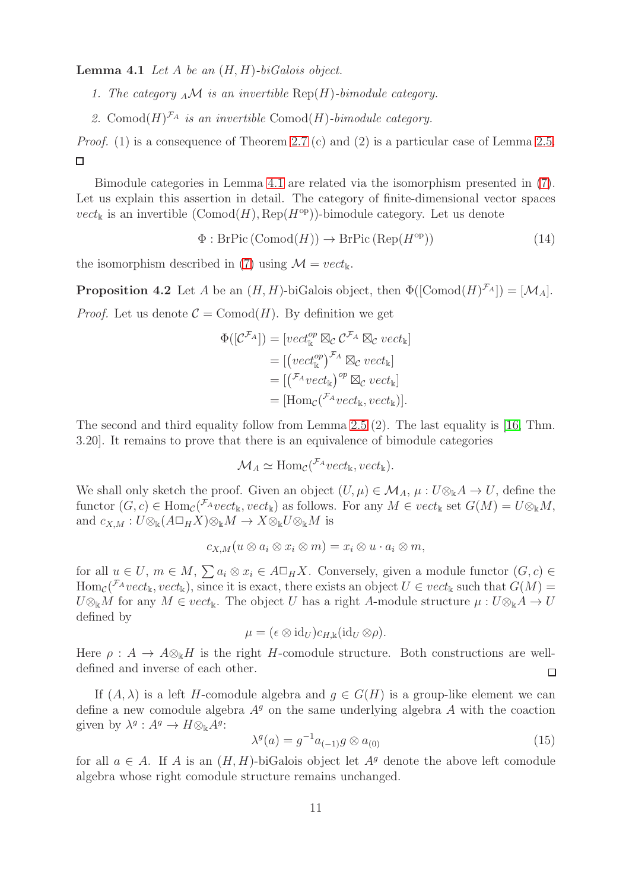**Lemma 4.1** *Let $A$ be an $(H,H)$-biGalois object.*

1. *The category ${}_A\mathcal{M}$ is an invertible* $\text{Rep}(H)$*-bimodule category.*
2. $\text{Comod}(H)^{\mathcal{F}_A}$ *is an invertible* $\text{Comod}(H)$*-bimodule category.*

*Proof.* (1) is a consequence of Theorem 2.7 (c) and (2) is a particular case of Lemma 2.5. □

Bimodule categories in Lemma 4.1 are related via the isomorphism presented in (7). Let us explain this assertion in detail. The category of finite-dimensional vector spaces $vect_{\Bbbk}$ is an invertible $(\text{Comod}(H), \text{Rep}(H^{\text{op}}))$-bimodule category. Let us denote

$$\Phi : \text{BrPic}\,(\text{Comod}(H)) \to \text{BrPic}\,(\text{Rep}(H^{\text{op}})) \tag{14}$$

the isomorphism described in (7) using $\mathcal{M} = vect_{\Bbbk}$.

**Proposition 4.2** Let $A$ be an $(H,H)$-biGalois object, then $\Phi([\text{Comod}(H)^{\mathcal{F}_A}]) = [\mathcal{M}_A]$.

*Proof.* Let us denote $\mathcal{C} = \text{Comod}(H)$. By definition we get

$$\begin{aligned}
\Phi([\mathcal{C}^{\mathcal{F}_A}]) &= [vect_{\Bbbk}^{op} \boxtimes_{\mathcal{C}} \mathcal{C}^{\mathcal{F}_A} \boxtimes_{\mathcal{C}} vect_{\Bbbk}] \\
&= [\left(vect_{\Bbbk}^{op}\right)^{\mathcal{F}_A} \boxtimes_{\mathcal{C}} vect_{\Bbbk}] \\
&= [\left({}^{\mathcal{F}_A}vect_{\Bbbk}\right)^{op} \boxtimes_{\mathcal{C}} vect_{\Bbbk}] \\
&= [\text{Hom}_{\mathcal{C}}({}^{\mathcal{F}_A}vect_{\Bbbk}, vect_{\Bbbk})].
\end{aligned}$$

The second and third equality follow from Lemma 2.5 (2). The last equality is [16, Thm. 3.20]. It remains to prove that there is an equivalence of bimodule categories

$$\mathcal{M}_A \simeq \text{Hom}_{\mathcal{C}}({}^{\mathcal{F}_A}vect_{\Bbbk}, vect_{\Bbbk}).$$

We shall only sketch the proof. Given an object $(U,\mu) \in \mathcal{M}_A$, $\mu : U \otimes_{\Bbbk} A \to U$, define the functor $(G,c) \in \text{Hom}_{\mathcal{C}}({}^{\mathcal{F}_A}vect_{\Bbbk}, vect_{\Bbbk})$ as follows. For any $M \in vect_{\Bbbk}$ set $G(M) = U \otimes_{\Bbbk} M$, and $c_{X,M} : U \otimes_{\Bbbk} (A \Box_H X) \otimes_{\Bbbk} M \to X \otimes_{\Bbbk} U \otimes_{\Bbbk} M$ is

$$c_{X,M}(u \otimes a_i \otimes x_i \otimes m) = x_i \otimes u \cdot a_i \otimes m,$$

for all $u \in U$, $m \in M$, $\sum a_i \otimes x_i \in A \Box_H X$. Conversely, given a module functor $(G,c) \in \text{Hom}_{\mathcal{C}}({}^{\mathcal{F}_A}vect_{\Bbbk}, vect_{\Bbbk})$, since it is exact, there exists an object $U \in vect_{\Bbbk}$ such that $G(M) = U \otimes_{\Bbbk} M$ for any $M \in vect_{\Bbbk}$. The object $U$ has a right $A$-module structure $\mu : U \otimes_{\Bbbk} A \to U$ defined by

$$\mu = (\epsilon \otimes \text{id}_U) c_{H,\Bbbk} (\text{id}_U \otimes \rho).$$

Here $\rho : A \to A \otimes_{\Bbbk} H$ is the right $H$-comodule structure. Both constructions are well-defined and inverse of each other. □

If $(A,\lambda)$ is a left $H$-comodule algebra and $g \in G(H)$ is a group-like element we can define a new comodule algebra $A^g$ on the same underlying algebra $A$ with the coaction given by $\lambda^g : A^g \to H \otimes_{\Bbbk} A^g$:

$$\lambda^g(a) = g^{-1} a_{(-1)} g \otimes a_{(0)} \tag{15}$$

for all $a \in A$. If $A$ is an $(H,H)$-biGalois object let $A^g$ denote the above left comodule algebra whose right comodule structure remains unchanged.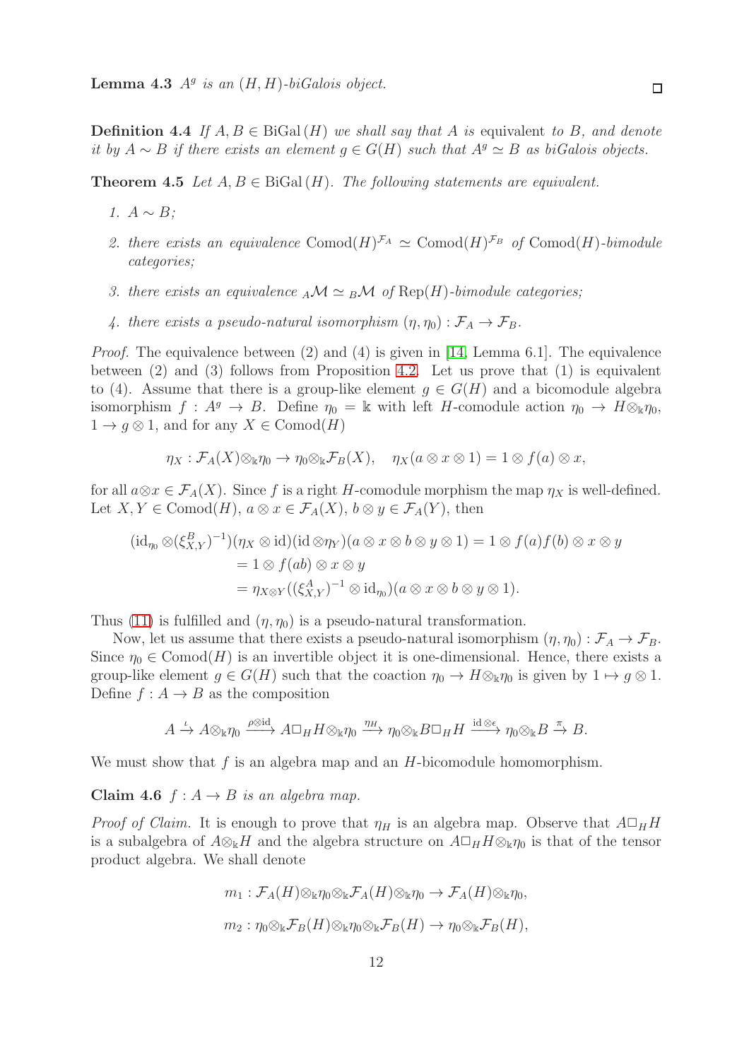**Lemma 4.3** *$A^g$ is an $(H, H)$-biGalois object.* □

**Definition 4.4** *If $A, B \in \mathrm{BiGal}(H)$ we shall say that $A$ is* equivalent *to $B$, and denote it by $A \sim B$ if there exists an element $g \in G(H)$ such that $A^g \simeq B$ as biGalois objects.*

**Theorem 4.5** *Let $A, B \in \mathrm{BiGal}(H)$. The following statements are equivalent.*

1. *$A \sim B$;*
2. *there exists an equivalence $\mathrm{Comod}(H)^{\mathcal{F}_A} \simeq \mathrm{Comod}(H)^{\mathcal{F}_B}$ of $\mathrm{Comod}(H)$-bimodule categories;*
3. *there exists an equivalence ${}_A\mathcal{M} \simeq {}_B\mathcal{M}$ of $\mathrm{Rep}(H)$-bimodule categories;*
4. *there exists a pseudo-natural isomorphism $(\eta, \eta_0) : \mathcal{F}_A \to \mathcal{F}_B$.*

*Proof.* The equivalence between (2) and (4) is given in [14, Lemma 6.1]. The equivalence between (2) and (3) follows from Proposition 4.2. Let us prove that (1) is equivalent to (4). Assume that there is a group-like element $g \in G(H)$ and a bicomodule algebra isomorphism $f : A^g \to B$. Define $\eta_0 = \Bbbk$ with left $H$-comodule action $\eta_0 \to H \otimes_{\Bbbk} \eta_0$, $1 \to g \otimes 1$, and for any $X \in \mathrm{Comod}(H)$

$$\eta_X : \mathcal{F}_A(X) \otimes_{\Bbbk} \eta_0 \to \eta_0 \otimes_{\Bbbk} \mathcal{F}_B(X), \quad \eta_X(a \otimes x \otimes 1) = 1 \otimes f(a) \otimes x,$$

for all $a \otimes x \in \mathcal{F}_A(X)$. Since $f$ is a right $H$-comodule morphism the map $\eta_X$ is well-defined. Let $X, Y \in \mathrm{Comod}(H)$, $a \otimes x \in \mathcal{F}_A(X)$, $b \otimes y \in \mathcal{F}_A(Y)$, then

$$\begin{aligned}
(\mathrm{id}_{\eta_0} \otimes (\xi^B_{X,Y})^{-1})(\eta_X \otimes \mathrm{id})(\mathrm{id} \otimes \eta_Y)(a \otimes x \otimes b \otimes y \otimes 1) &= 1 \otimes f(a)f(b) \otimes x \otimes y \\
&= 1 \otimes f(ab) \otimes x \otimes y \\
&= \eta_{X \otimes Y}((\xi^A_{X,Y})^{-1} \otimes \mathrm{id}_{\eta_0})(a \otimes x \otimes b \otimes y \otimes 1).
\end{aligned}$$

Thus (11) is fulfilled and $(\eta, \eta_0)$ is a pseudo-natural transformation.

Now, let us assume that there exists a pseudo-natural isomorphism $(\eta, \eta_0) : \mathcal{F}_A \to \mathcal{F}_B$. Since $\eta_0 \in \mathrm{Comod}(H)$ is an invertible object it is one-dimensional. Hence, there exists a group-like element $g \in G(H)$ such that the coaction $\eta_0 \to H \otimes_{\Bbbk} \eta_0$ is given by $1 \mapsto g \otimes 1$. Define $f : A \to B$ as the composition

$$A \xrightarrow{\iota} A \otimes_{\Bbbk} \eta_0 \xrightarrow{\rho \otimes \mathrm{id}} A \square_H H \otimes_{\Bbbk} \eta_0 \xrightarrow{\eta_H} \eta_0 \otimes_{\Bbbk} B \square_H H \xrightarrow{\mathrm{id} \otimes \epsilon} \eta_0 \otimes_{\Bbbk} B \xrightarrow{\pi} B.$$

We must show that $f$ is an algebra map and an $H$-bicomodule homomorphism.

**Claim 4.6** *$f : A \to B$ is an algebra map.*

*Proof of Claim.* It is enough to prove that $\eta_H$ is an algebra map. Observe that $A \square_H H$ is a subalgebra of $A \otimes_{\Bbbk} H$ and the algebra structure on $A \square_H H \otimes_{\Bbbk} \eta_0$ is that of the tensor product algebra. We shall denote

$$m_1 : \mathcal{F}_A(H) \otimes_{\Bbbk} \eta_0 \otimes_{\Bbbk} \mathcal{F}_A(H) \otimes_{\Bbbk} \eta_0 \to \mathcal{F}_A(H) \otimes_{\Bbbk} \eta_0,$$

$$m_2 : \eta_0 \otimes_{\Bbbk} \mathcal{F}_B(H) \otimes_{\Bbbk} \eta_0 \otimes_{\Bbbk} \mathcal{F}_B(H) \to \eta_0 \otimes_{\Bbbk} \mathcal{F}_B(H),$$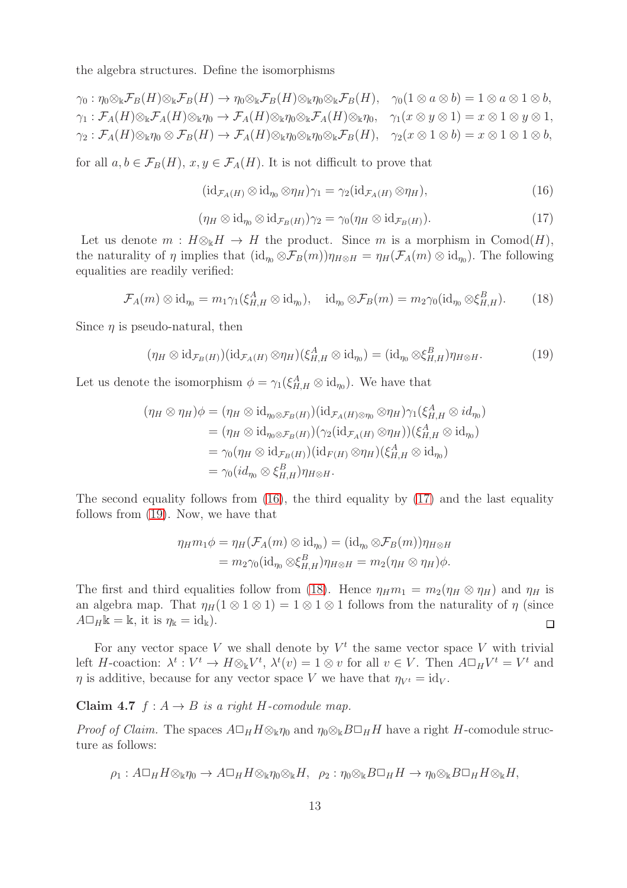the algebra structures. Define the isomorphisms

$$\gamma_0 : \eta_0 \otimes_{\Bbbk} \mathcal{F}_B(H) \otimes_{\Bbbk} \mathcal{F}_B(H) \to \eta_0 \otimes_{\Bbbk} \mathcal{F}_B(H) \otimes_{\Bbbk} \eta_0 \otimes_{\Bbbk} \mathcal{F}_B(H), \quad \gamma_0(1 \otimes a \otimes b) = 1 \otimes a \otimes 1 \otimes b,$$
$$\gamma_1 : \mathcal{F}_A(H) \otimes_{\Bbbk} \mathcal{F}_A(H) \otimes_{\Bbbk} \eta_0 \to \mathcal{F}_A(H) \otimes_{\Bbbk} \eta_0 \otimes_{\Bbbk} \mathcal{F}_A(H) \otimes_{\Bbbk} \eta_0, \quad \gamma_1(x \otimes y \otimes 1) = x \otimes 1 \otimes y \otimes 1,$$
$$\gamma_2 : \mathcal{F}_A(H) \otimes_{\Bbbk} \eta_0 \otimes \mathcal{F}_B(H) \to \mathcal{F}_A(H) \otimes_{\Bbbk} \eta_0 \otimes_{\Bbbk} \eta_0 \otimes_{\Bbbk} \mathcal{F}_B(H), \quad \gamma_2(x \otimes 1 \otimes b) = x \otimes 1 \otimes 1 \otimes b,$$

for all $a, b \in \mathcal{F}_B(H)$, $x, y \in \mathcal{F}_A(H)$. It is not difficult to prove that

$$(\mathrm{id}_{\mathcal{F}_A(H)} \otimes \mathrm{id}_{\eta_0} \otimes \eta_H)\gamma_1 = \gamma_2(\mathrm{id}_{\mathcal{F}_A(H)} \otimes \eta_H), \tag{16}$$

$$(\eta_H \otimes \mathrm{id}_{\eta_0} \otimes \mathrm{id}_{\mathcal{F}_B(H)})\gamma_2 = \gamma_0(\eta_H \otimes \mathrm{id}_{\mathcal{F}_B(H)}). \tag{17}$$

Let us denote $m : H \otimes_{\Bbbk} H \to H$ the product. Since $m$ is a morphism in $\mathrm{Comod}(H)$, the naturality of $\eta$ implies that $(\mathrm{id}_{\eta_0} \otimes \mathcal{F}_B(m))\eta_{H\otimes H} = \eta_H(\mathcal{F}_A(m) \otimes \mathrm{id}_{\eta_0})$. The following equalities are readily verified:

$$\mathcal{F}_A(m) \otimes \mathrm{id}_{\eta_0} = m_1\gamma_1(\xi^A_{H,H} \otimes \mathrm{id}_{\eta_0}), \quad \mathrm{id}_{\eta_0} \otimes \mathcal{F}_B(m) = m_2\gamma_0(\mathrm{id}_{\eta_0} \otimes \xi^B_{H,H}). \tag{18}$$

Since $\eta$ is pseudo-natural, then

$$(\eta_H \otimes \mathrm{id}_{\mathcal{F}_B(H)})(\mathrm{id}_{\mathcal{F}_A(H)} \otimes \eta_H)(\xi^A_{H,H} \otimes \mathrm{id}_{\eta_0}) = (\mathrm{id}_{\eta_0} \otimes \xi^B_{H,H})\eta_{H\otimes H}. \tag{19}$$

Let us denote the isomorphism $\phi = \gamma_1(\xi^A_{H,H} \otimes \mathrm{id}_{\eta_0})$. We have that

$$\begin{aligned}
(\eta_H \otimes \eta_H)\phi &= (\eta_H \otimes \mathrm{id}_{\eta_0 \otimes \mathcal{F}_B(H)})(\mathrm{id}_{\mathcal{F}_A(H)\otimes\eta_0} \otimes \eta_H)\gamma_1(\xi^A_{H,H} \otimes id_{\eta_0}) \\
&= (\eta_H \otimes \mathrm{id}_{\eta_0 \otimes \mathcal{F}_B(H)})(\gamma_2(\mathrm{id}_{\mathcal{F}_A(H)} \otimes \eta_H))(\xi^A_{H,H} \otimes \mathrm{id}_{\eta_0}) \\
&= \gamma_0(\eta_H \otimes \mathrm{id}_{\mathcal{F}_B(H)})(\mathrm{id}_{F(H)} \otimes \eta_H)(\xi^A_{H,H} \otimes \mathrm{id}_{\eta_0}) \\
&= \gamma_0(id_{\eta_0} \otimes \xi^B_{H,H})\eta_{H\otimes H}.
\end{aligned}$$

The second equality follows from (16), the third equality by (17) and the last equality follows from (19). Now, we have that

$$\begin{aligned}
\eta_H m_1 \phi &= \eta_H(\mathcal{F}_A(m) \otimes \mathrm{id}_{\eta_0}) = (\mathrm{id}_{\eta_0} \otimes \mathcal{F}_B(m))\eta_{H\otimes H} \\
&= m_2\gamma_0(\mathrm{id}_{\eta_0} \otimes \xi^B_{H,H})\eta_{H\otimes H} = m_2(\eta_H \otimes \eta_H)\phi.
\end{aligned}$$

The first and third equalities follow from (18). Hence $\eta_H m_1 = m_2(\eta_H \otimes \eta_H)$ and $\eta_H$ is an algebra map. That $\eta_H(1 \otimes 1 \otimes 1) = 1 \otimes 1 \otimes 1$ follows from the naturality of $\eta$ (since $A\square_H\Bbbk = \Bbbk$, it is $\eta_{\Bbbk} = \mathrm{id}_{\Bbbk}$). ◻

For any vector space $V$ we shall denote by $V^t$ the same vector space $V$ with trivial left $H$-coaction: $\lambda^t : V^t \to H \otimes_{\Bbbk} V^t$, $\lambda^t(v) = 1 \otimes v$ for all $v \in V$. Then $A\square_H V^t = V^t$ and $\eta$ is additive, because for any vector space $V$ we have that $\eta_{V^t} = \mathrm{id}_V$.

**Claim 4.7** *$f : A \to B$ is a right $H$-comodule map.*

*Proof of Claim.* The spaces $A\square_H H \otimes_{\Bbbk} \eta_0$ and $\eta_0 \otimes_{\Bbbk} B\square_H H$ have a right $H$-comodule structure as follows:

$$\rho_1 : A\square_H H \otimes_{\Bbbk} \eta_0 \to A\square_H H \otimes_{\Bbbk} \eta_0 \otimes_{\Bbbk} H, \quad \rho_2 : \eta_0 \otimes_{\Bbbk} B\square_H H \to \eta_0 \otimes_{\Bbbk} B\square_H H \otimes_{\Bbbk} H,$$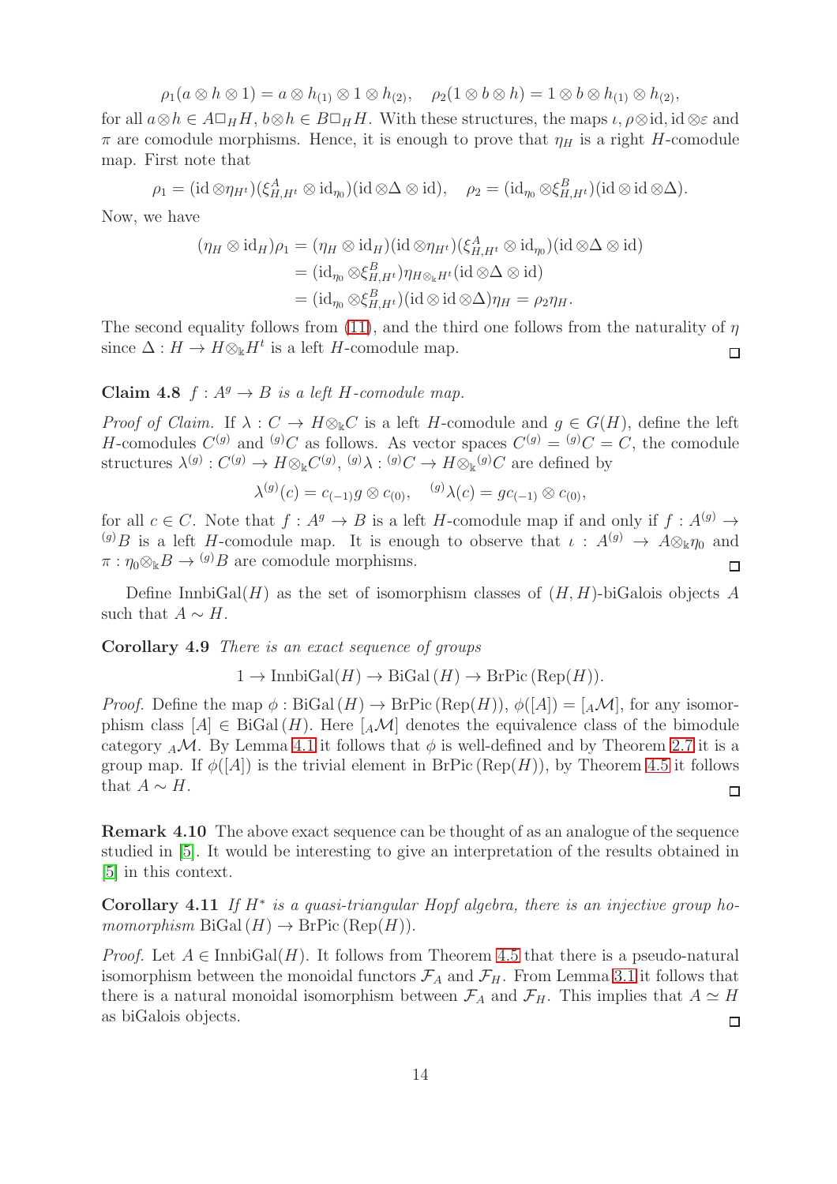$$\rho_1(a\otimes h\otimes 1) = a\otimes h_{(1)}\otimes 1\otimes h_{(2)},\quad \rho_2(1\otimes b\otimes h) = 1\otimes b\otimes h_{(1)}\otimes h_{(2)},$$

for all $a\otimes h\in A\Box_H H$, $b\otimes h\in B\Box_H H$. With these structures, the maps $\iota$, $\rho\otimes \mathrm{id}$, $\mathrm{id}\otimes\varepsilon$ and $\pi$ are comodule morphisms. Hence, it is enough to prove that $\eta_H$ is a right $H$-comodule map. First note that

$$\rho_1 = (\mathrm{id}\otimes\eta_{H^t})(\xi^A_{H,H^t}\otimes \mathrm{id}_{\eta_0})(\mathrm{id}\otimes\Delta\otimes\mathrm{id}),\quad \rho_2 = (\mathrm{id}_{\eta_0}\otimes\xi^B_{H,H^t})(\mathrm{id}\otimes\mathrm{id}\otimes\Delta).$$

Now, we have

$$\begin{aligned}(\eta_H\otimes \mathrm{id}_H)\rho_1 &= (\eta_H\otimes \mathrm{id}_H)(\mathrm{id}\otimes\eta_{H^t})(\xi^A_{H,H^t}\otimes \mathrm{id}_{\eta_0})(\mathrm{id}\otimes\Delta\otimes\mathrm{id})\\ &= (\mathrm{id}_{\eta_0}\otimes\xi^B_{H,H^t})\eta_{H\otimes_{\Bbbk}H^t}(\mathrm{id}\otimes\Delta\otimes\mathrm{id})\\ &= (\mathrm{id}_{\eta_0}\otimes\xi^B_{H,H^t})(\mathrm{id}\otimes\mathrm{id}\otimes\Delta)\eta_H = \rho_2\eta_H.\end{aligned}$$

The second equality follows from (11), and the third one follows from the naturality of $\eta$ since $\Delta: H\to H\otimes_{\Bbbk}H^t$ is a left $H$-comodule map. □

**Claim 4.8** *$f: A^g\to B$ is a left $H$-comodule map.*

*Proof of Claim.* If $\lambda: C\to H\otimes_{\Bbbk}C$ is a left $H$-comodule and $g\in G(H)$, define the left $H$-comodules $C^{(g)}$ and ${}^{(g)}C$ as follows. As vector spaces $C^{(g)} = {}^{(g)}C = C$, the comodule structures $\lambda^{(g)}: C^{(g)}\to H\otimes_{\Bbbk}C^{(g)}$, ${}^{(g)}\lambda: {}^{(g)}C\to H\otimes_{\Bbbk}{}^{(g)}C$ are defined by

$$\lambda^{(g)}(c) = c_{(-1)}g\otimes c_{(0)},\quad {}^{(g)}\lambda(c) = gc_{(-1)}\otimes c_{(0)},$$

for all $c\in C$. Note that $f: A^g\to B$ is a left $H$-comodule map if and only if $f: A^{(g)}\to {}^{(g)}B$ is a left $H$-comodule map. It is enough to observe that $\iota: A^{(g)}\to A\otimes_{\Bbbk}\eta_0$ and $\pi: \eta_0\otimes_{\Bbbk}B\to {}^{(g)}B$ are comodule morphisms. □

Define $\mathrm{InnbiGal}(H)$ as the set of isomorphism classes of $(H,H)$-biGalois objects $A$ such that $A\sim H$.

**Corollary 4.9** *There is an exact sequence of groups*

$$1\to \mathrm{InnbiGal}(H)\to \mathrm{BiGal}\,(H)\to \mathrm{BrPic}\,(\mathrm{Rep}(H)).$$

*Proof.* Define the map $\phi: \mathrm{BiGal}\,(H)\to \mathrm{BrPic}\,(\mathrm{Rep}(H))$, $\phi([A]) = [{}_A\mathcal{M}]$, for any isomorphism class $[A]\in \mathrm{BiGal}\,(H)$. Here $[{}_A\mathcal{M}]$ denotes the equivalence class of the bimodule category ${}_A\mathcal{M}$. By Lemma 4.1 it follows that $\phi$ is well-defined and by Theorem 2.7 it is a group map. If $\phi([A])$ is the trivial element in $\mathrm{BrPic}\,(\mathrm{Rep}(H))$, by Theorem 4.5 it follows that $A\sim H$. □

**Remark 4.10** The above exact sequence can be thought of as an analogue of the sequence studied in [5]. It would be interesting to give an interpretation of the results obtained in [5] in this context.

**Corollary 4.11** *If $H^*$ is a quasi-triangular Hopf algebra, there is an injective group homomorphism $\mathrm{BiGal}\,(H)\to \mathrm{BrPic}\,(\mathrm{Rep}(H))$.*

*Proof.* Let $A\in \mathrm{InnbiGal}(H)$. It follows from Theorem 4.5 that there is a pseudo-natural isomorphism between the monoidal functors $\mathcal{F}_A$ and $\mathcal{F}_H$. From Lemma 3.1 it follows that there is a natural monoidal isomorphism between $\mathcal{F}_A$ and $\mathcal{F}_H$. This implies that $A\simeq H$ as biGalois objects. □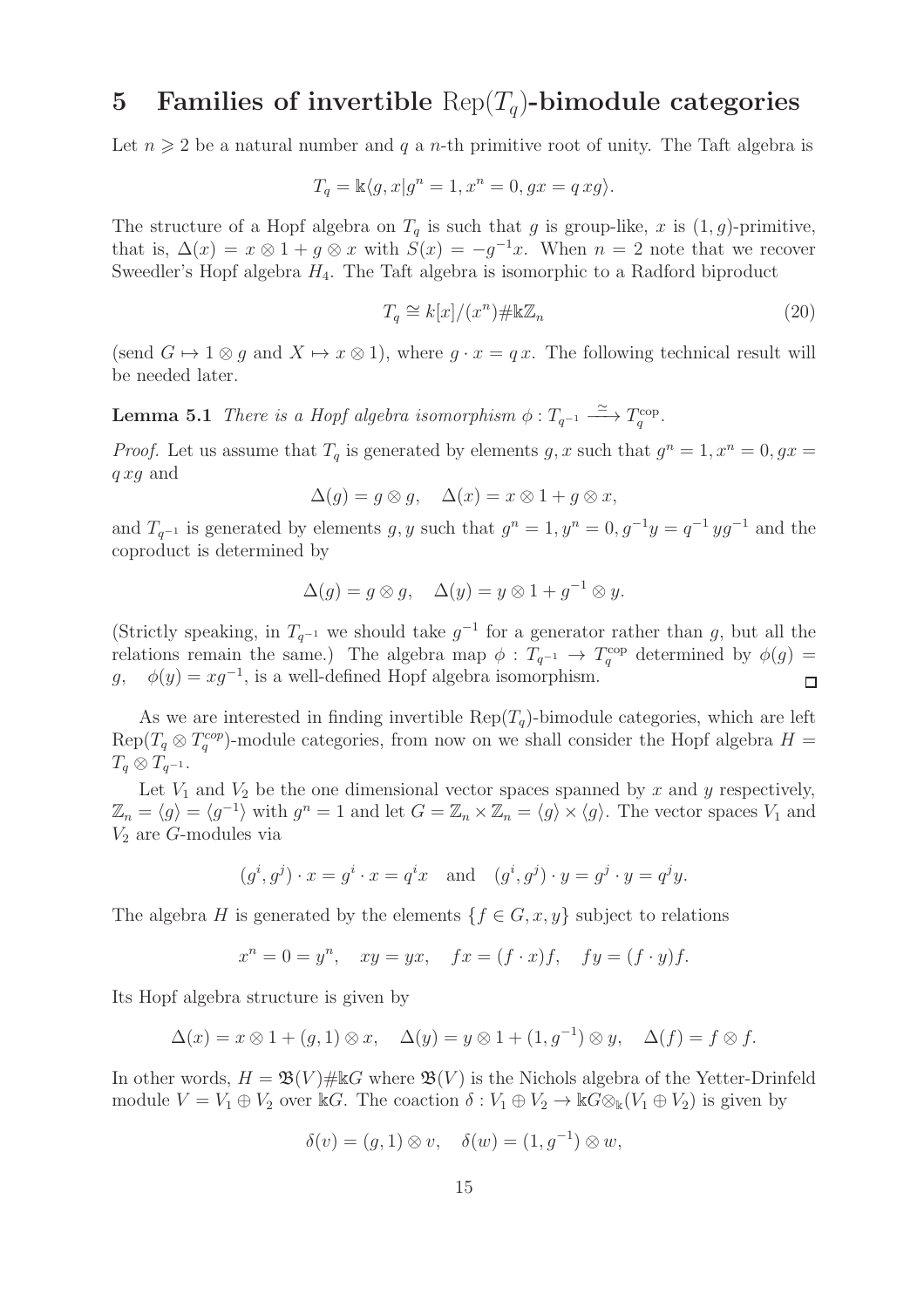# 5 Families of invertible $\operatorname{Rep}(T_q)$-bimodule categories

Let $n \geqslant 2$ be a natural number and $q$ a $n$-th primitive root of unity. The Taft algebra is

$$T_q = \Bbbk\langle g, x | g^n = 1, x^n = 0, gx = q\, xg\rangle.$$

The structure of a Hopf algebra on $T_q$ is such that $g$ is group-like, $x$ is $(1, g)$-primitive, that is, $\Delta(x) = x \otimes 1 + g \otimes x$ with $S(x) = -g^{-1}x$. When $n = 2$ note that we recover Sweedler's Hopf algebra $H_4$. The Taft algebra is isomorphic to a Radford biproduct

$$T_q \cong k[x]/(x^n)\#\Bbbk\mathbb{Z}_n \tag{20}$$

(send $G \mapsto 1 \otimes g$ and $X \mapsto x \otimes 1$), where $g \cdot x = q\, x$. The following technical result will be needed later.

**Lemma 5.1** *There is a Hopf algebra isomorphism $\phi : T_{q^{-1}} \xrightarrow{\simeq} T_q^{\mathrm{cop}}$.*

*Proof.* Let us assume that $T_q$ is generated by elements $g, x$ such that $g^n = 1, x^n = 0, gx = q\, xg$ and

$$\Delta(g) = g \otimes g, \quad \Delta(x) = x \otimes 1 + g \otimes x,$$

and $T_{q^{-1}}$ is generated by elements $g, y$ such that $g^n = 1, y^n = 0, g^{-1}y = q^{-1}\, yg^{-1}$ and the coproduct is determined by

$$\Delta(g) = g \otimes g, \quad \Delta(y) = y \otimes 1 + g^{-1} \otimes y.$$

(Strictly speaking, in $T_{q^{-1}}$ we should take $g^{-1}$ for a generator rather than $g$, but all the relations remain the same.) The algebra map $\phi : T_{q^{-1}} \to T_q^{\mathrm{cop}}$ determined by $\phi(g) = g, \quad \phi(y) = xg^{-1}$, is a well-defined Hopf algebra isomorphism. □

As we are interested in finding invertible $\operatorname{Rep}(T_q)$-bimodule categories, which are left $\operatorname{Rep}(T_q \otimes T_q^{cop})$-module categories, from now on we shall consider the Hopf algebra $H = T_q \otimes T_{q^{-1}}$.

Let $V_1$ and $V_2$ be the one dimensional vector spaces spanned by $x$ and $y$ respectively, $\mathbb{Z}_n = \langle g \rangle = \langle g^{-1} \rangle$ with $g^n = 1$ and let $G = \mathbb{Z}_n \times \mathbb{Z}_n = \langle g \rangle \times \langle g \rangle$. The vector spaces $V_1$ and $V_2$ are $G$-modules via

$$(g^i, g^j) \cdot x = g^i \cdot x = q^i x \quad \text{and} \quad (g^i, g^j) \cdot y = g^j \cdot y = q^j y.$$

The algebra $H$ is generated by the elements $\{f \in G, x, y\}$ subject to relations

$$x^n = 0 = y^n, \quad xy = yx, \quad fx = (f \cdot x)f, \quad fy = (f \cdot y)f.$$

Its Hopf algebra structure is given by

$$\Delta(x) = x \otimes 1 + (g, 1) \otimes x, \quad \Delta(y) = y \otimes 1 + (1, g^{-1}) \otimes y, \quad \Delta(f) = f \otimes f.$$

In other words, $H = \mathfrak{B}(V)\#\Bbbk G$ where $\mathfrak{B}(V)$ is the Nichols algebra of the Yetter-Drinfeld module $V = V_1 \oplus V_2$ over $\Bbbk G$. The coaction $\delta : V_1 \oplus V_2 \to \Bbbk G \otimes_{\Bbbk} (V_1 \oplus V_2)$ is given by

$$\delta(v) = (g, 1) \otimes v, \quad \delta(w) = (1, g^{-1}) \otimes w,$$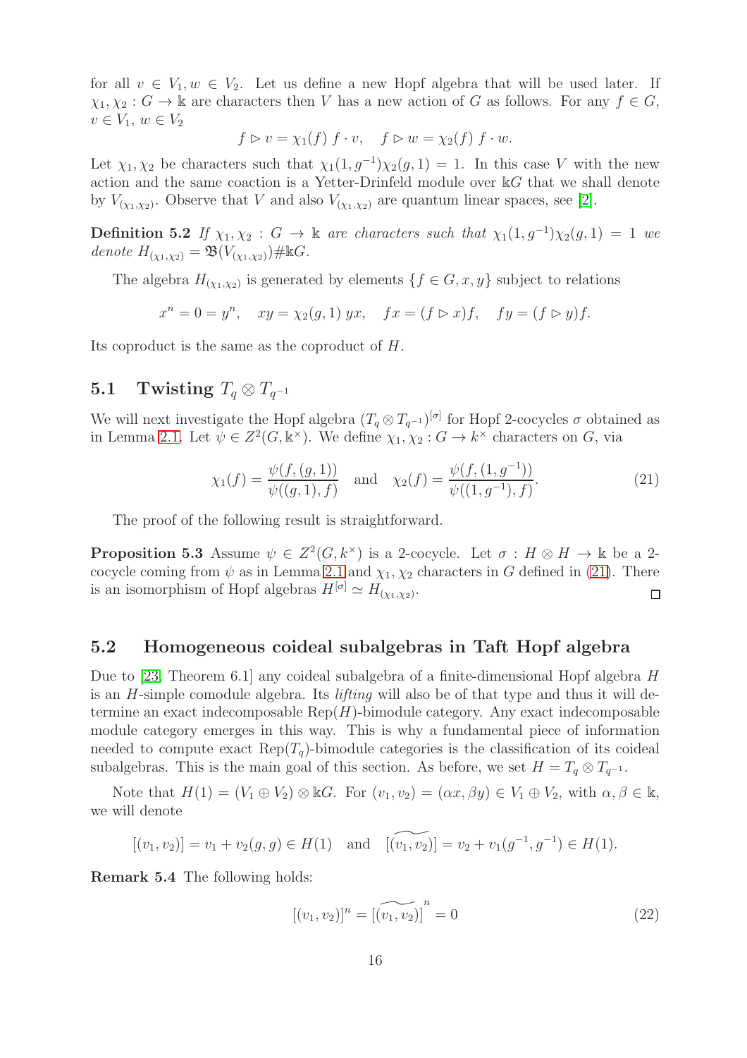for all $v \in V_1, w \in V_2$. Let us define a new Hopf algebra that will be used later. If $\chi_1, \chi_2 : G \to \Bbbk$ are characters then $V$ has a new action of $G$ as follows. For any $f \in G$, $v \in V_1$, $w \in V_2$

$$f \triangleright v = \chi_1(f)\ f \cdot v, \quad f \triangleright w = \chi_2(f)\ f \cdot w.$$

Let $\chi_1, \chi_2$ be characters such that $\chi_1(1, g^{-1})\chi_2(g, 1) = 1$. In this case $V$ with the new action and the same coaction is a Yetter-Drinfeld module over $\Bbbk G$ that we shall denote by $V_{(\chi_1,\chi_2)}$. Observe that $V$ and also $V_{(\chi_1,\chi_2)}$ are quantum linear spaces, see [2].

**Definition 5.2** *If $\chi_1, \chi_2 : G \to \Bbbk$ are characters such that $\chi_1(1, g^{-1})\chi_2(g, 1) = 1$ we denote $H_{(\chi_1,\chi_2)} = \mathfrak{B}(V_{(\chi_1,\chi_2)})\#\Bbbk G$.*

The algebra $H_{(\chi_1,\chi_2)}$ is generated by elements $\{f \in G, x, y\}$ subject to relations

$$x^n = 0 = y^n, \quad xy = \chi_2(g, 1)\ yx, \quad fx = (f \triangleright x)f, \quad fy = (f \triangleright y)f.$$

Its coproduct is the same as the coproduct of $H$.

### 5.1 Twisting $T_q \otimes T_{q^{-1}}$

We will next investigate the Hopf algebra $(T_q \otimes T_{q^{-1}})^{[\sigma]}$ for Hopf 2-cocycles $\sigma$ obtained as in Lemma 2.1. Let $\psi \in Z^2(G, \Bbbk^\times)$. We define $\chi_1, \chi_2 : G \to k^\times$ characters on $G$, via

$$\chi_1(f) = \frac{\psi(f, (g, 1))}{\psi((g, 1), f)} \quad \text{and} \quad \chi_2(f) = \frac{\psi(f, (1, g^{-1}))}{\psi((1, g^{-1}), f)}. \tag{21}$$

The proof of the following result is straightforward.

**Proposition 5.3** Assume $\psi \in Z^2(G, k^\times)$ is a 2-cocycle. Let $\sigma : H \otimes H \to \Bbbk$ be a 2-cocycle coming from $\psi$ as in Lemma 2.1 and $\chi_1, \chi_2$ characters in $G$ defined in (21). There is an isomorphism of Hopf algebras $H^{[\sigma]} \simeq H_{(\chi_1,\chi_2)}$. $\square$

### 5.2 Homogeneous coideal subalgebras in Taft Hopf algebra

Due to [23, Theorem 6.1] any coideal subalgebra of a finite-dimensional Hopf algebra $H$ is an $H$-simple comodule algebra. Its *lifting* will also be of that type and thus it will determine an exact indecomposable $\mathrm{Rep}(H)$-bimodule category. Any exact indecomposable module category emerges in this way. This is why a fundamental piece of information needed to compute exact $\mathrm{Rep}(T_q)$-bimodule categories is the classification of its coideal subalgebras. This is the main goal of this section. As before, we set $H = T_q \otimes T_{q^{-1}}$.

Note that $H(1) = (V_1 \oplus V_2) \otimes \Bbbk G$. For $(v_1, v_2) = (\alpha x, \beta y) \in V_1 \oplus V_2$, with $\alpha, \beta \in \Bbbk$, we will denote

$$[(v_1, v_2)] = v_1 + v_2(g, g) \in H(1) \quad \text{and} \quad \widetilde{[(v_1, v_2)]} = v_2 + v_1(g^{-1}, g^{-1}) \in H(1).$$

**Remark 5.4** The following holds:

$$[(v_1, v_2)]^n = \widetilde{[(v_1, v_2)]}^n = 0 \tag{22}$$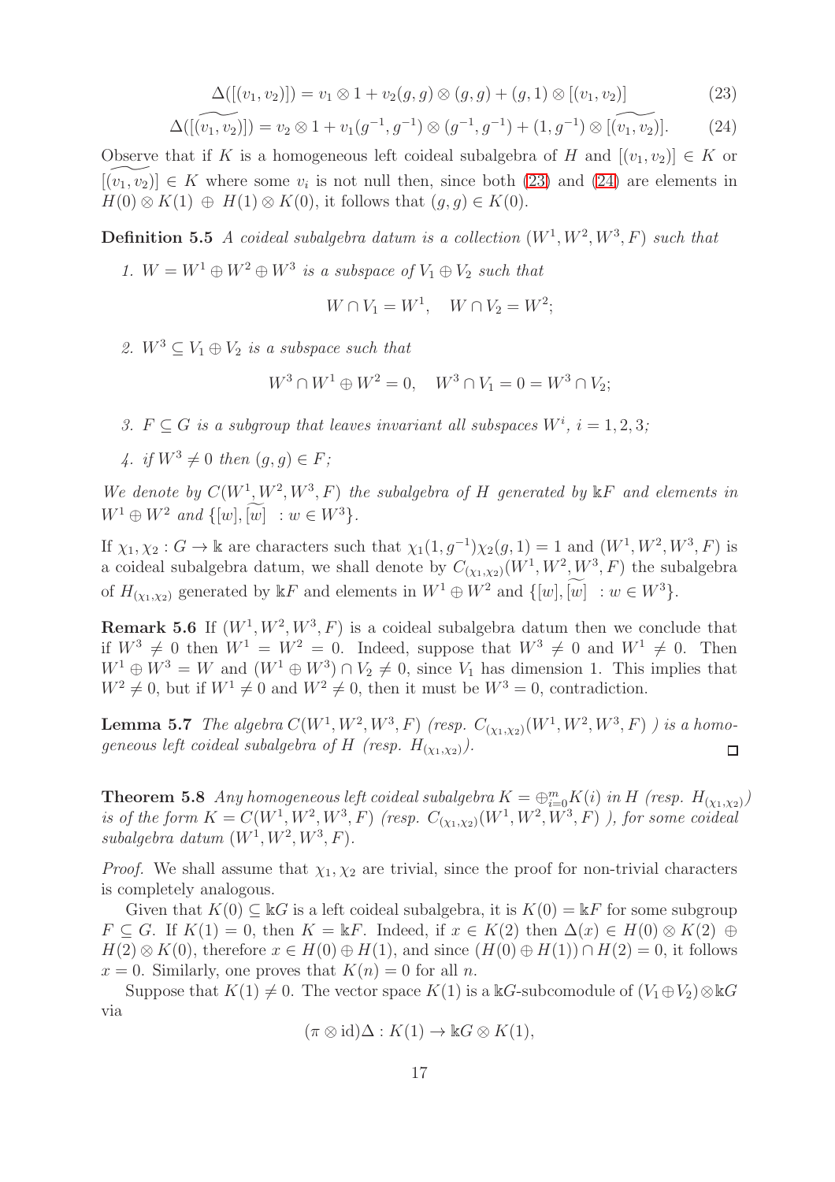$$\Delta([(v_1, v_2)]) = v_1 \otimes 1 + v_2(g,g) \otimes (g,g) + (g,1) \otimes [(v_1, v_2)] \tag{23}$$

$$\Delta(\widetilde{[(v_1, v_2)]}) = v_2 \otimes 1 + v_1(g^{-1},g^{-1}) \otimes (g^{-1},g^{-1}) + (1,g^{-1}) \otimes \widetilde{[(v_1, v_2)]}. \tag{24}$$

Observe that if $K$ is a homogeneous left coideal subalgebra of $H$ and $[(v_1, v_2)] \in K$ or $\widetilde{[(v_1, v_2)]} \in K$ where some $v_i$ is not null then, since both (23) and (24) are elements in $H(0) \otimes K(1) \,\oplus\, H(1) \otimes K(0)$, it follows that $(g,g) \in K(0)$.

**Definition 5.5** *A coideal subalgebra datum is a collection $(W^1, W^2, W^3, F)$ such that*

1. *$W = W^1 \oplus W^2 \oplus W^3$ is a subspace of $V_1 \oplus V_2$ such that*
$$W \cap V_1 = W^1, \quad W \cap V_2 = W^2;$$
2. *$W^3 \subseteq V_1 \oplus V_2$ is a subspace such that*
$$W^3 \cap W^1 \oplus W^2 = 0, \quad W^3 \cap V_1 = 0 = W^3 \cap V_2;$$
3. *$F \subseteq G$ is a subgroup that leaves invariant all subspaces $W^i$, $i = 1, 2, 3$;*
4. *if $W^3 \neq 0$ then $(g,g) \in F$;*

*We denote by $C(W^1, W^2, W^3, F)$ the subalgebra of $H$ generated by $\Bbbk F$ and elements in $W^1 \oplus W^2$ and $\{[w], \widetilde{[w]} \ : w \in W^3\}$.*

If $\chi_1, \chi_2 : G \to \Bbbk$ are characters such that $\chi_1(1, g^{-1})\chi_2(g, 1) = 1$ and $(W^1, W^2, W^3, F)$ is a coideal subalgebra datum, we shall denote by $C_{(\chi_1,\chi_2)}(W^1, W^2, W^3, F)$ the subalgebra of $H_{(\chi_1,\chi_2)}$ generated by $\Bbbk F$ and elements in $W^1 \oplus W^2$ and $\{[w], \widetilde{[w]} \ : w \in W^3\}$.

**Remark 5.6** If $(W^1, W^2, W^3, F)$ is a coideal subalgebra datum then we conclude that if $W^3 \neq 0$ then $W^1 = W^2 = 0$. Indeed, suppose that $W^3 \neq 0$ and $W^1 \neq 0$. Then $W^1 \oplus W^3 = W$ and $(W^1 \oplus W^3) \cap V_2 \neq 0$, since $V_1$ has dimension 1. This implies that $W^2 \neq 0$, but if $W^1 \neq 0$ and $W^2 \neq 0$, then it must be $W^3 = 0$, contradiction.

**Lemma 5.7** *The algebra $C(W^1, W^2, W^3, F)$ (resp. $C_{(\chi_1,\chi_2)}(W^1, W^2, W^3, F)$ ) is a homogeneous left coideal subalgebra of $H$ (resp. $H_{(\chi_1,\chi_2)}$).* $\square$

**Theorem 5.8** *Any homogeneous left coideal subalgebra $K = \oplus_{i=0}^m K(i)$ in $H$ (resp. $H_{(\chi_1,\chi_2)}$) is of the form $K = C(W^1, W^2, W^3, F)$ (resp. $C_{(\chi_1,\chi_2)}(W^1, W^2, W^3, F)$ ), for some coideal subalgebra datum $(W^1, W^2, W^3, F)$.*

*Proof.* We shall assume that $\chi_1, \chi_2$ are trivial, since the proof for non-trivial characters is completely analogous.

Given that $K(0) \subseteq \Bbbk G$ is a left coideal subalgebra, it is $K(0) = \Bbbk F$ for some subgroup $F \subseteq G$. If $K(1) = 0$, then $K = \Bbbk F$. Indeed, if $x \in K(2)$ then $\Delta(x) \in H(0) \otimes K(2) \,\oplus\, H(2) \otimes K(0)$, therefore $x \in H(0) \oplus H(1)$, and since $(H(0) \oplus H(1)) \cap H(2) = 0$, it follows $x = 0$. Similarly, one proves that $K(n) = 0$ for all $n$.

Suppose that $K(1) \neq 0$. The vector space $K(1)$ is a $\Bbbk G$-subcomodule of $(V_1 \oplus V_2) \otimes \Bbbk G$ via

$$(\pi \otimes \mathrm{id})\Delta : K(1) \to \Bbbk G \otimes K(1),$$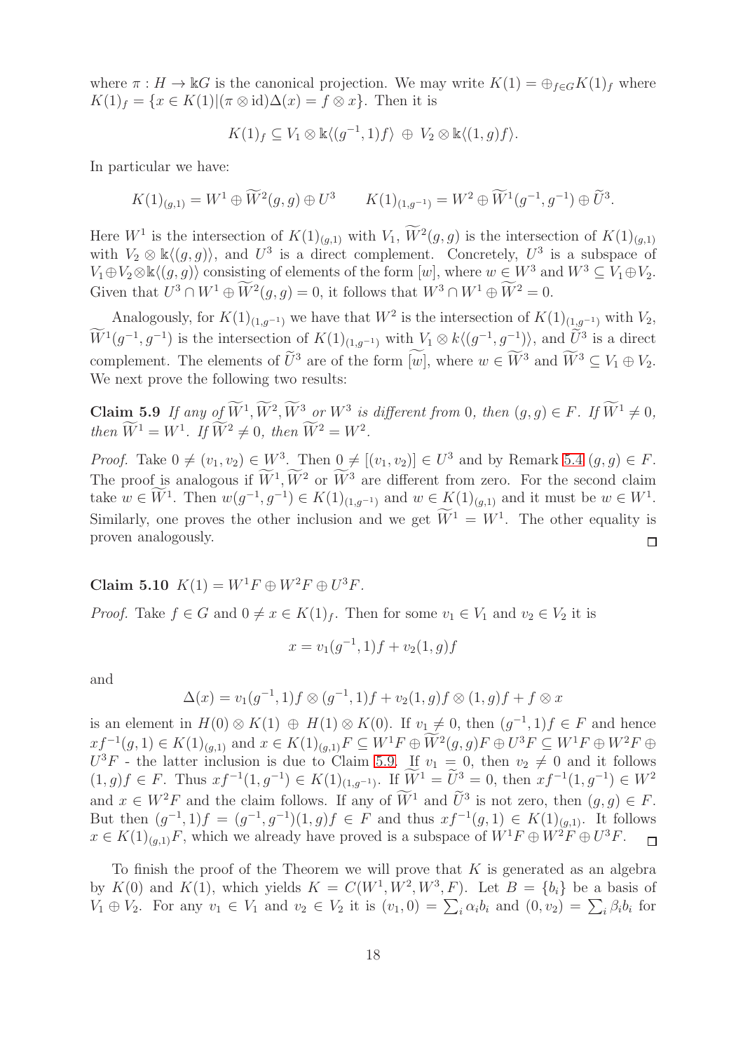where $\pi : H \to \Bbbk G$ is the canonical projection. We may write $K(1) = \oplus_{f \in G} K(1)_f$ where $K(1)_f = \{x \in K(1) | (\pi \otimes \mathrm{id})\Delta(x) = f \otimes x\}$. Then it is

$$K(1)_f \subseteq V_1 \otimes \Bbbk\langle (g^{-1}, 1)f \rangle \; \oplus \; V_2 \otimes \Bbbk\langle (1, g)f \rangle.$$

In particular we have:

$$K(1)_{(g,1)} = W^1 \oplus \widetilde{W}^2(g, g) \oplus U^3 \qquad K(1)_{(1,g^{-1})} = W^2 \oplus \widetilde{W}^1(g^{-1}, g^{-1}) \oplus \widetilde{U}^3.$$

Here $W^1$ is the intersection of $K(1)_{(g,1)}$ with $V_1$, $\widetilde{W}^2(g, g)$ is the intersection of $K(1)_{(g,1)}$ with $V_2 \otimes \Bbbk\langle (g, g)\rangle$, and $U^3$ is a direct complement. Concretely, $U^3$ is a subspace of $V_1 \oplus V_2 \otimes \Bbbk\langle (g, g)\rangle$ consisting of elements of the form $[w]$, where $w \in W^3$ and $W^3 \subseteq V_1 \oplus V_2$. Given that $U^3 \cap W^1 \oplus \widetilde{W}^2(g, g) = 0$, it follows that $W^3 \cap W^1 \oplus \widetilde{W}^2 = 0$.

Analogously, for $K(1)_{(1,g^{-1})}$ we have that $W^2$ is the intersection of $K(1)_{(1,g^{-1})}$ with $V_2$, $\widetilde{W}^1(g^{-1}, g^{-1})$ is the intersection of $K(1)_{(1,g^{-1})}$ with $V_1 \otimes k\langle (g^{-1}, g^{-1})\rangle$, and $\widetilde{U}^3$ is a direct complement. The elements of $\widetilde{U}^3$ are of the form $\widetilde{[w]}$, where $w \in \widetilde{W}^3$ and $\widetilde{W}^3 \subseteq V_1 \oplus V_2$. We next prove the following two results:

**Claim 5.9** *If any of $\widetilde{W}^1, \widetilde{W}^2, \widetilde{W}^3$ or $W^3$ is different from 0, then $(g, g) \in F$. If $\widetilde{W}^1 \neq 0$, then $\widetilde{W}^1 = W^1$. If $\widetilde{W}^2 \neq 0$, then $\widetilde{W}^2 = W^2$.*

*Proof.* Take $0 \neq (v_1, v_2) \in W^3$. Then $0 \neq [(v_1, v_2)] \in U^3$ and by Remark 5.4 $(g, g) \in F$. The proof is analogous if $\widetilde{W}^1, \widetilde{W}^2$ or $\widetilde{W}^3$ are different from zero. For the second claim take $w \in \widetilde{W}^1$. Then $w(g^{-1}, g^{-1}) \in K(1)_{(1,g^{-1})}$ and $w \in K(1)_{(g,1)}$ and it must be $w \in W^1$. Similarly, one proves the other inclusion and we get $\widetilde{W}^1 = W^1$. The other equality is proven analogously. $\square$

**Claim 5.10** $K(1) = W^1 F \oplus W^2 F \oplus U^3 F$.

*Proof.* Take $f \in G$ and $0 \neq x \in K(1)_f$. Then for some $v_1 \in V_1$ and $v_2 \in V_2$ it is

$$x = v_1(g^{-1}, 1)f + v_2(1, g)f$$

and

$$\Delta(x) = v_1(g^{-1}, 1)f \otimes (g^{-1}, 1)f + v_2(1, g)f \otimes (1, g)f + f \otimes x$$

is an element in $H(0) \otimes K(1) \; \oplus \; H(1) \otimes K(0)$. If $v_1 \neq 0$, then $(g^{-1}, 1)f \in F$ and hence $xf^{-1}(g, 1) \in K(1)_{(g,1)}$ and $x \in K(1)_{(g,1)}F \subseteq W^1 F \oplus \widetilde{W}^2(g, g)F \oplus U^3 F \subseteq W^1 F \oplus W^2 F \oplus U^3 F$ - the latter inclusion is due to Claim 5.9. If $v_1 = 0$, then $v_2 \neq 0$ and it follows $(1, g)f \in F$. Thus $xf^{-1}(1, g^{-1}) \in K(1)_{(1,g^{-1})}$. If $\widetilde{W}^1 = \widetilde{U}^3 = 0$, then $xf^{-1}(1, g^{-1}) \in W^2$ and $x \in W^2 F$ and the claim follows. If any of $\widetilde{W}^1$ and $\widetilde{U}^3$ is not zero, then $(g, g) \in F$. But then $(g^{-1}, 1)f = (g^{-1}, g^{-1})(1, g)f \in F$ and thus $xf^{-1}(g, 1) \in K(1)_{(g,1)}$. It follows $x \in K(1)_{(g,1)}F$, which we already have proved is a subspace of $W^1 F \oplus W^2 F \oplus U^3 F$. $\square$

To finish the proof of the Theorem we will prove that $K$ is generated as an algebra by $K(0)$ and $K(1)$, which yields $K = C(W^1, W^2, W^3, F)$. Let $B = \{b_i\}$ be a basis of $V_1 \oplus V_2$. For any $v_1 \in V_1$ and $v_2 \in V_2$ it is $(v_1, 0) = \sum_i \alpha_i b_i$ and $(0, v_2) = \sum_i \beta_i b_i$ for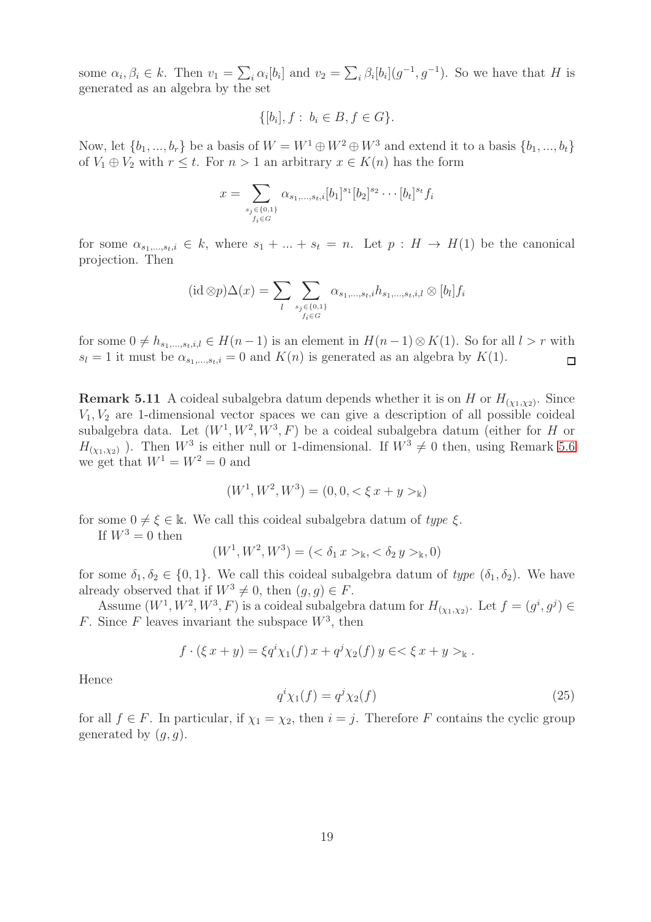some $\alpha_i, \beta_i \in k$. Then $v_1 = \sum_i \alpha_i [b_i]$ and $v_2 = \sum_i \beta_i [b_i](g^{-1}, g^{-1})$. So we have that $H$ is generated as an algebra by the set

$$\{[b_i], f : \ b_i \in B, f \in G\}.$$

Now, let $\{b_1, ..., b_r\}$ be a basis of $W = W^1 \oplus W^2 \oplus W^3$ and extend it to a basis $\{b_1, ..., b_t\}$ of $V_1 \oplus V_2$ with $r \leq t$. For $n > 1$ an arbitrary $x \in K(n)$ has the form

$$x = \sum_{\substack{s_j \in \{0,1\} \\ f_i \in G}} \alpha_{s_1,...,s_t,i} [b_1]^{s_1} [b_2]^{s_2} \cdots [b_t]^{s_t} f_i$$

for some $\alpha_{s_1,...,s_t,i} \in k$, where $s_1 + ... + s_t = n$. Let $p : H \to H(1)$ be the canonical projection. Then

$$(\mathrm{id} \otimes p)\Delta(x) = \sum_l \sum_{\substack{s_j \in \{0,1\} \\ f_i \in G}} \alpha_{s_1,...,s_t,i} h_{s_1,...,s_t,i,l} \otimes [b_l] f_i$$

for some $0 \neq h_{s_1,...,s_t,i,l} \in H(n-1)$ is an element in $H(n-1) \otimes K(1)$. So for all $l > r$ with $s_l = 1$ it must be $\alpha_{s_1,...,s_t,i} = 0$ and $K(n)$ is generated as an algebra by $K(1)$. □

**Remark 5.11** A coideal subalgebra datum depends whether it is on $H$ or $H_{(\chi_1, \chi_2)}$. Since $V_1, V_2$ are 1-dimensional vector spaces we can give a description of all possible coideal subalgebra data. Let $(W^1, W^2, W^3, F)$ be a coideal subalgebra datum (either for $H$ or $H_{(\chi_1,\chi_2)}$ ). Then $W^3$ is either null or 1-dimensional. If $W^3 \neq 0$ then, using Remark 5.6 we get that $W^1 = W^2 = 0$ and

$$(W^1, W^2, W^3) = (0, 0, < \xi \, x + y >_{\Bbbk})$$

for some $0 \neq \xi \in \Bbbk$. We call this coideal subalgebra datum of *type* $\xi$.

If $W^3 = 0$ then

$$(W^1, W^2, W^3) = (< \delta_1 \, x >_{\Bbbk}, < \delta_2 \, y >_{\Bbbk}, 0)$$

for some $\delta_1, \delta_2 \in \{0, 1\}$. We call this coideal subalgebra datum of *type* $(\delta_1, \delta_2)$. We have already observed that if $W^3 \neq 0$, then $(g, g) \in F$.

Assume $(W^1, W^2, W^3, F)$ is a coideal subalgebra datum for $H_{(\chi_1,\chi_2)}$. Let $f = (g^i, g^j) \in F$. Since $F$ leaves invariant the subspace $W^3$, then

$$f \cdot (\xi \, x + y) = \xi q^i \chi_1(f) \, x + q^j \chi_2(f) \, y \in < \xi \, x + y >_{\Bbbk} .$$

Hence

$$q^i \chi_1(f) = q^j \chi_2(f) \tag{25}$$

for all $f \in F$. In particular, if $\chi_1 = \chi_2$, then $i = j$. Therefore $F$ contains the cyclic group generated by $(g, g)$.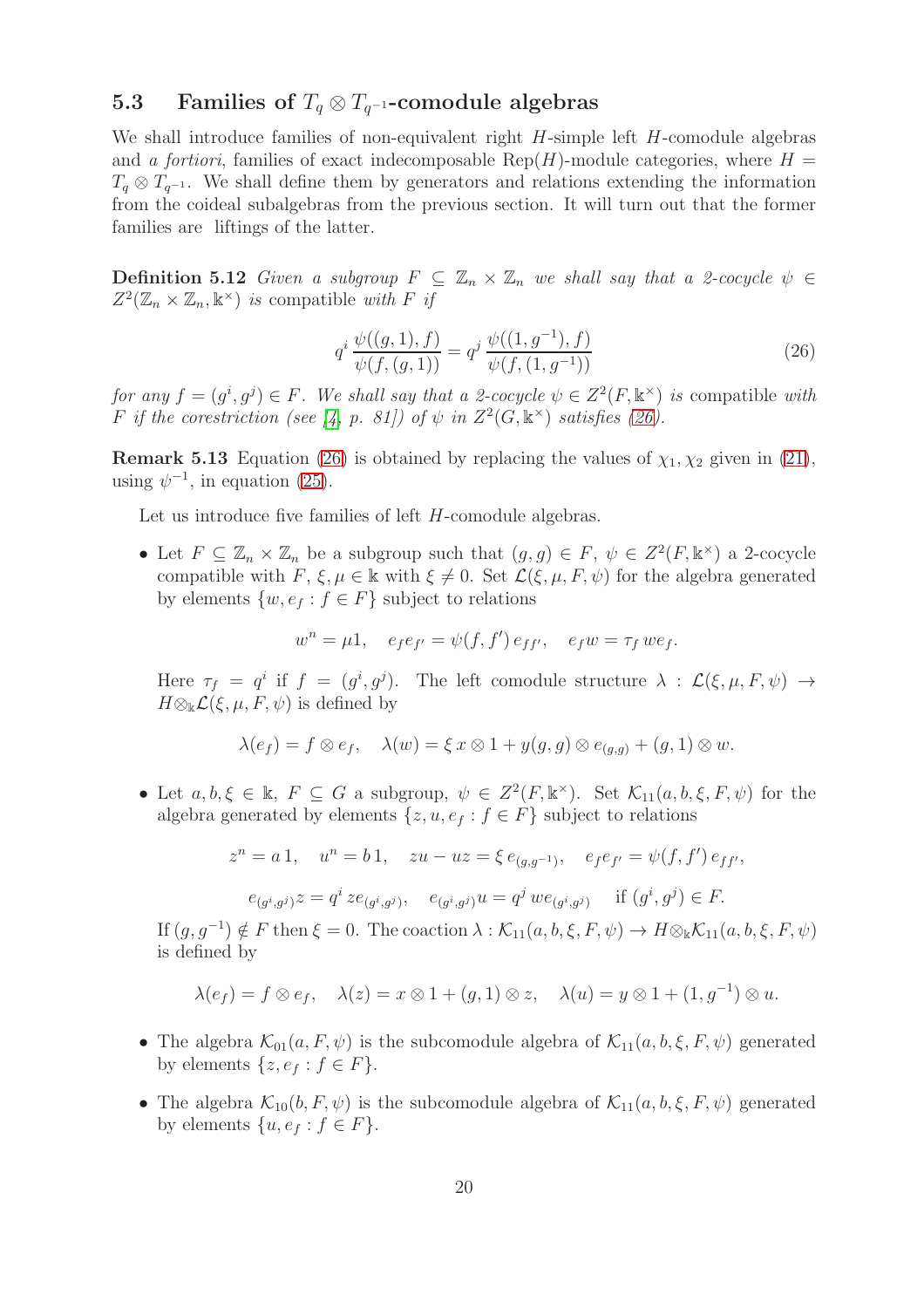## 5.3 Families of $T_q \otimes T_{q^{-1}}$-comodule algebras

We shall introduce families of non-equivalent right $H$-simple left $H$-comodule algebras and *a fortiori*, families of exact indecomposable $\text{Rep}(H)$-module categories, where $H = T_q \otimes T_{q^{-1}}$. We shall define them by generators and relations extending the information from the coideal subalgebras from the previous section. It will turn out that the former families are liftings of the latter.

**Definition 5.12** *Given a subgroup $F \subseteq \mathbb{Z}_n \times \mathbb{Z}_n$ we shall say that a 2-cocycle $\psi \in Z^2(\mathbb{Z}_n \times \mathbb{Z}_n, \Bbbk^\times)$ is* compatible *with $F$ if*

$$q^i \frac{\psi((g,1), f)}{\psi(f,(g,1))} = q^j \frac{\psi((1,g^{-1}), f)}{\psi(f,(1,g^{-1}))} \tag{26}$$

*for any $f = (g^i, g^j) \in F$. We shall say that a 2-cocycle $\psi \in Z^2(F, \Bbbk^\times)$ is* compatible *with $F$ if the corestriction (see [4, p. 81]) of $\psi$ in $Z^2(G, \Bbbk^\times)$ satisfies (26).*

**Remark 5.13** Equation (26) is obtained by replacing the values of $\chi_1, \chi_2$ given in (21), using $\psi^{-1}$, in equation (25).

Let us introduce five families of left $H$-comodule algebras.

- Let $F \subseteq \mathbb{Z}_n \times \mathbb{Z}_n$ be a subgroup such that $(g,g) \in F$, $\psi \in Z^2(F, \Bbbk^\times)$ a 2-cocycle compatible with $F$, $\xi, \mu \in \Bbbk$ with $\xi \neq 0$. Set $\mathcal{L}(\xi, \mu, F, \psi)$ for the algebra generated by elements $\{w, e_f : f \in F\}$ subject to relations

$$w^n = \mu 1, \quad e_f e_{f'} = \psi(f, f')\, e_{ff'}, \quad e_f w = \tau_f\, w e_f.$$

  Here $\tau_f = q^i$ if $f = (g^i, g^j)$. The left comodule structure $\lambda : \mathcal{L}(\xi, \mu, F, \psi) \to H \otimes_{\Bbbk} \mathcal{L}(\xi, \mu, F, \psi)$ is defined by

$$\lambda(e_f) = f \otimes e_f, \quad \lambda(w) = \xi\, x \otimes 1 + y(g,g) \otimes e_{(g,g)} + (g,1) \otimes w.$$

- Let $a, b, \xi \in \Bbbk$, $F \subseteq G$ a subgroup, $\psi \in Z^2(F, \Bbbk^\times)$. Set $\mathcal{K}_{11}(a, b, \xi, F, \psi)$ for the algebra generated by elements $\{z, u, e_f : f \in F\}$ subject to relations

$$z^n = a\, 1, \quad u^n = b\, 1, \quad zu - uz = \xi\, e_{(g,g^{-1})}, \quad e_f e_{f'} = \psi(f, f')\, e_{ff'},$$

$$e_{(g^i,g^j)} z = q^i\, z e_{(g^i,g^j)}, \quad e_{(g^i,g^j)} u = q^j\, w e_{(g^i,g^j)} \quad \text{if } (g^i, g^j) \in F.$$

  If $(g, g^{-1}) \notin F$ then $\xi = 0$. The coaction $\lambda : \mathcal{K}_{11}(a, b, \xi, F, \psi) \to H \otimes_{\Bbbk} \mathcal{K}_{11}(a, b, \xi, F, \psi)$ is defined by

$$\lambda(e_f) = f \otimes e_f, \quad \lambda(z) = x \otimes 1 + (g,1) \otimes z, \quad \lambda(u) = y \otimes 1 + (1, g^{-1}) \otimes u.$$

- The algebra $\mathcal{K}_{01}(a, F, \psi)$ is the subcomodule algebra of $\mathcal{K}_{11}(a, b, \xi, F, \psi)$ generated by elements $\{z, e_f : f \in F\}$.

- The algebra $\mathcal{K}_{10}(b, F, \psi)$ is the subcomodule algebra of $\mathcal{K}_{11}(a, b, \xi, F, \psi)$ generated by elements $\{u, e_f : f \in F\}$.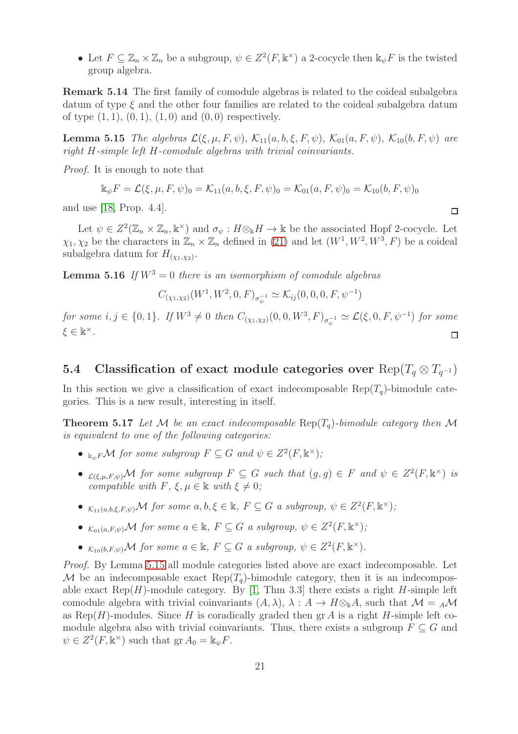- Let $F \subseteq \mathbb{Z}_n \times \mathbb{Z}_n$ be a subgroup, $\psi \in Z^2(F, \Bbbk^\times)$ a 2-cocycle then $\Bbbk_\psi F$ is the twisted group algebra.

**Remark 5.14** The first family of comodule algebras is related to the coideal subalgebra datum of type $\xi$ and the other four families are related to the coideal subalgebra datum of type $(1,1)$, $(0,1)$, $(1,0)$ and $(0,0)$ respectively.

**Lemma 5.15** *The algebras $\mathcal{L}(\xi, \mu, F, \psi)$, $\mathcal{K}_{11}(a, b, \xi, F, \psi)$, $\mathcal{K}_{01}(a, F, \psi)$, $\mathcal{K}_{10}(b, F, \psi)$ are right $H$-simple left $H$-comodule algebras with trivial coinvariants.*

*Proof.* It is enough to note that

$$\Bbbk_\psi F = \mathcal{L}(\xi, \mu, F, \psi)_0 = \mathcal{K}_{11}(a, b, \xi, F, \psi)_0 = \mathcal{K}_{01}(a, F, \psi)_0 = \mathcal{K}_{10}(b, F, \psi)_0$$

and use [18, Prop. 4.4]. □

Let $\psi \in Z^2(\mathbb{Z}_n \times \mathbb{Z}_n, \Bbbk^\times)$ and $\sigma_\psi : H \otimes_\Bbbk H \to \Bbbk$ be the associated Hopf 2-cocycle. Let $\chi_1, \chi_2$ be the characters in $\mathbb{Z}_n \times \mathbb{Z}_n$ defined in (21) and let $(W^1, W^2, W^3, F)$ be a coideal subalgebra datum for $H_{(\chi_1, \chi_2)}$.

**Lemma 5.16** *If $W^3 = 0$ there is an isomorphism of comodule algebras*

$$C_{(\chi_1,\chi_2)}(W^1, W^2, 0, F)_{\sigma_\psi^{-1}} \simeq \mathcal{K}_{ij}(0, 0, 0, F, \psi^{-1})$$

*for some $i, j \in \{0, 1\}$. If $W^3 \neq 0$ then $C_{(\chi_1,\chi_2)}(0, 0, W^3, F)_{\sigma_\psi^{-1}} \simeq \mathcal{L}(\xi, 0, F, \psi^{-1})$ for some $\xi \in \Bbbk^\times$.* □

## 5.4 Classification of exact module categories over $\operatorname{Rep}(T_q \otimes T_{q^{-1}})$

In this section we give a classification of exact indecomposable $\operatorname{Rep}(T_q)$-bimodule categories. This is a new result, interesting in itself.

**Theorem 5.17** *Let $\mathcal{M}$ be an exact indecomposable $\operatorname{Rep}(T_q)$-bimodule category then $\mathcal{M}$ is equivalent to one of the following categories:*

- ${}_{\Bbbk_\psi F}\mathcal{M}$ *for some subgroup $F \subseteq G$ and $\psi \in Z^2(F, \Bbbk^\times)$;*
- ${}_{\mathcal{L}(\xi,\mu,F,\psi)}\mathcal{M}$ *for some subgroup $F \subseteq G$ such that $(g, g) \in F$ and $\psi \in Z^2(F, \Bbbk^\times)$ is compatible with $F$, $\xi, \mu \in \Bbbk$ with $\xi \neq 0$;*
- ${}_{\mathcal{K}_{11}(a,b,\xi,F,\psi)}\mathcal{M}$ *for some $a, b, \xi \in \Bbbk$, $F \subseteq G$ a subgroup, $\psi \in Z^2(F, \Bbbk^\times)$;*
- ${}_{\mathcal{K}_{01}(a,F,\psi)}\mathcal{M}$ *for some $a \in \Bbbk$, $F \subseteq G$ a subgroup, $\psi \in Z^2(F, \Bbbk^\times)$;*
- ${}_{\mathcal{K}_{10}(b,F,\psi)}\mathcal{M}$ *for some $a \in \Bbbk$, $F \subseteq G$ a subgroup, $\psi \in Z^2(F, \Bbbk^\times)$.*

*Proof.* By Lemma 5.15 all module categories listed above are exact indecomposable. Let $\mathcal{M}$ be an indecomposable exact $\operatorname{Rep}(T_q)$-bimodule category, then it is an indecomposable exact $\operatorname{Rep}(H)$-module category. By [1, Thm 3.3] there exists a right $H$-simple left comodule algebra with trivial coinvariants $(A, \lambda)$, $\lambda : A \to H \otimes_\Bbbk A$, such that $\mathcal{M} = {}_A\mathcal{M}$ as $\operatorname{Rep}(H)$-modules. Since $H$ is coradically graded then $\operatorname{gr} A$ is a right $H$-simple left comodule algebra also with trivial coinvariants. Thus, there exists a subgroup $F \subseteq G$ and $\psi \in Z^2(F, \Bbbk^\times)$ such that $\operatorname{gr} A_0 = \Bbbk_\psi F$.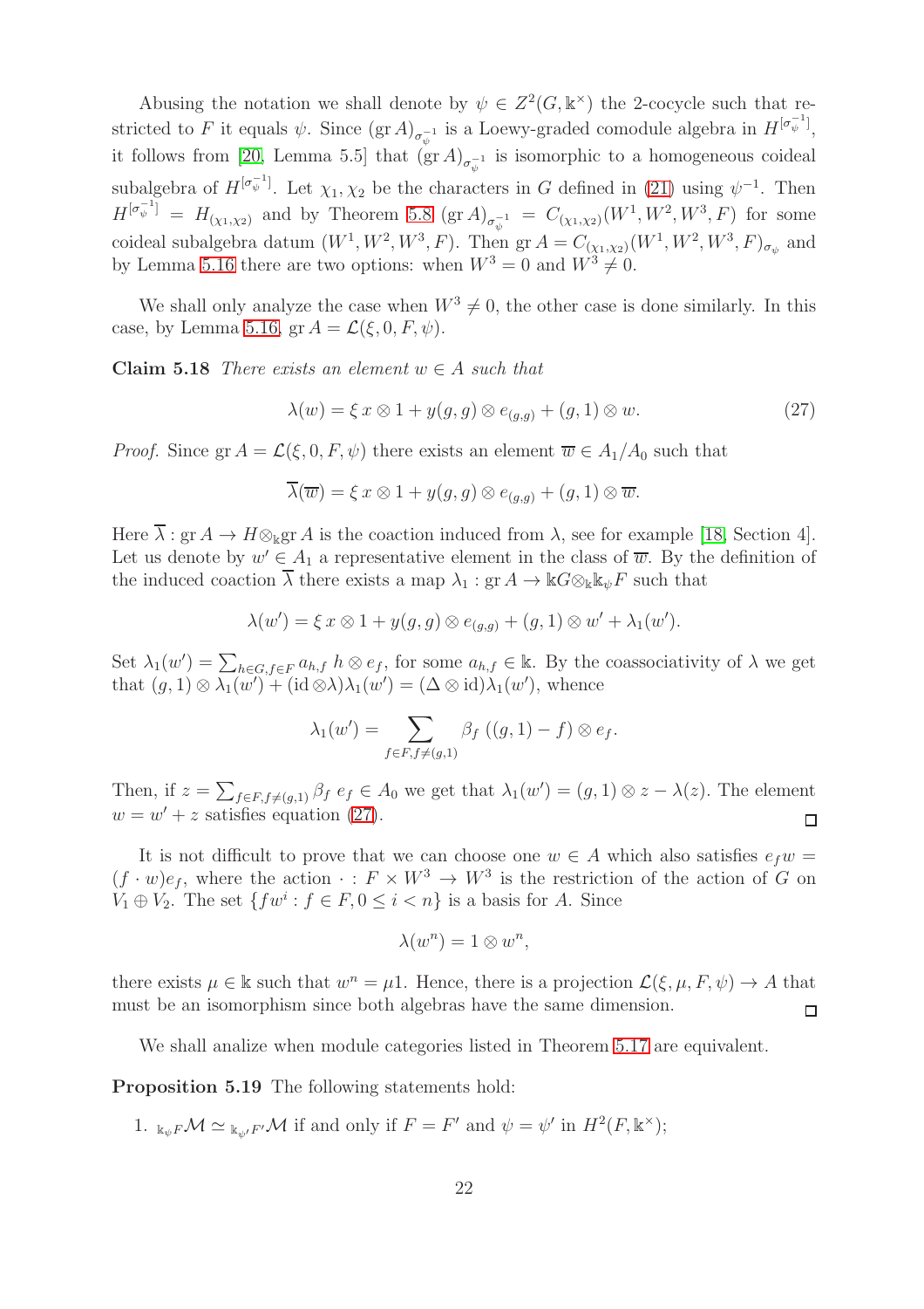Abusing the notation we shall denote by $\psi \in Z^2(G, \Bbbk^\times)$ the 2-cocycle such that restricted to $F$ it equals $\psi$. Since $(\operatorname{gr} A)_{\sigma_\psi^{-1}}$ is a Loewy-graded comodule algebra in $H^{[\sigma_\psi^{-1}]}$, it follows from [20, Lemma 5.5] that $(\operatorname{gr} A)_{\sigma_\psi^{-1}}$ is isomorphic to a homogeneous coideal subalgebra of $H^{[\sigma_\psi^{-1}]}$. Let $\chi_1, \chi_2$ be the characters in $G$ defined in (21) using $\psi^{-1}$. Then $H^{[\sigma_\psi^{-1}]} = H_{(\chi_1,\chi_2)}$ and by Theorem 5.8 $(\operatorname{gr} A)_{\sigma_\psi^{-1}} = C_{(\chi_1,\chi_2)}(W^1, W^2, W^3, F)$ for some coideal subalgebra datum $(W^1, W^2, W^3, F)$. Then $\operatorname{gr} A = C_{(\chi_1,\chi_2)}(W^1, W^2, W^3, F)_{\sigma_\psi}$ and by Lemma 5.16 there are two options: when $W^3 = 0$ and $W^3 \neq 0$.

We shall only analyze the case when $W^3 \neq 0$, the other case is done similarly. In this case, by Lemma 5.16, $\operatorname{gr} A = \mathcal{L}(\xi, 0, F, \psi)$.

**Claim 5.18** *There exists an element $w \in A$ such that*

$$\lambda(w) = \xi\, x \otimes 1 + y(g, g) \otimes e_{(g,g)} + (g, 1) \otimes w. \tag{27}$$

*Proof.* Since $\operatorname{gr} A = \mathcal{L}(\xi, 0, F, \psi)$ there exists an element $\overline{w} \in A_1/A_0$ such that

$$\overline{\lambda}(\overline{w}) = \xi\, x \otimes 1 + y(g, g) \otimes e_{(g,g)} + (g, 1) \otimes \overline{w}.$$

Here $\overline{\lambda} : \operatorname{gr} A \to H \otimes_{\Bbbk} \operatorname{gr} A$ is the coaction induced from $\lambda$, see for example [18, Section 4]. Let us denote by $w' \in A_1$ a representative element in the class of $\overline{w}$. By the definition of the induced coaction $\overline{\lambda}$ there exists a map $\lambda_1 : \operatorname{gr} A \to \Bbbk G \otimes_{\Bbbk} \Bbbk_\psi F$ such that

$$\lambda(w') = \xi\, x \otimes 1 + y(g, g) \otimes e_{(g,g)} + (g, 1) \otimes w' + \lambda_1(w').$$

Set $\lambda_1(w') = \sum_{h \in G, f \in F} a_{h,f}\; h \otimes e_f$, for some $a_{h,f} \in \Bbbk$. By the coassociativity of $\lambda$ we get that $(g, 1) \otimes \lambda_1(w') + (\mathrm{id} \otimes \lambda)\lambda_1(w') = (\Delta \otimes \mathrm{id})\lambda_1(w')$, whence

$$\lambda_1(w') = \sum_{f \in F, f \neq (g,1)} \beta_f\; ((g, 1) - f) \otimes e_f.$$

Then, if $z = \sum_{f \in F, f \neq (g,1)} \beta_f\; e_f \in A_0$ we get that $\lambda_1(w') = (g, 1) \otimes z - \lambda(z)$. The element $w = w' + z$ satisfies equation (27). $\square$

It is not difficult to prove that we can choose one $w \in A$ which also satisfies $e_f w = (f \cdot w) e_f$, where the action $\cdot : F \times W^3 \to W^3$ is the restriction of the action of $G$ on $V_1 \oplus V_2$. The set $\{f w^i : f \in F, 0 \leq i < n\}$ is a basis for $A$. Since

$$\lambda(w^n) = 1 \otimes w^n,$$

there exists $\mu \in \Bbbk$ such that $w^n = \mu 1$. Hence, there is a projection $\mathcal{L}(\xi, \mu, F, \psi) \to A$ that must be an isomorphism since both algebras have the same dimension. $\square$

We shall analize when module categories listed in Theorem 5.17 are equivalent.

**Proposition 5.19** The following statements hold:

1. ${}_{\Bbbk_\psi F}\mathcal{M} \simeq {}_{\Bbbk_{\psi'} F'}\mathcal{M}$ if and only if $F = F'$ and $\psi = \psi'$ in $H^2(F, \Bbbk^\times)$;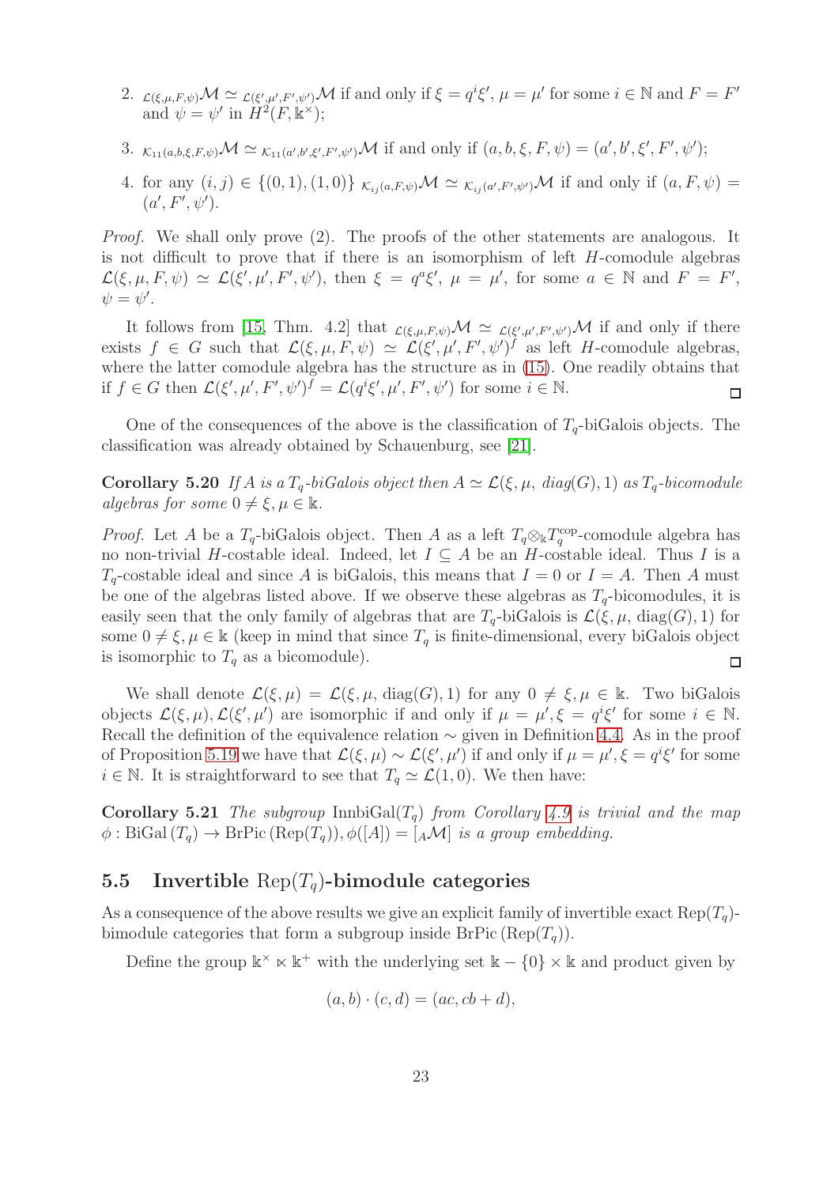2. ${}_{\mathcal{L}(\xi,\mu,F,\psi)}\mathcal{M} \simeq {}_{\mathcal{L}(\xi',\mu',F',\psi')}\mathcal{M}$ if and only if $\xi = q^i\xi'$, $\mu = \mu'$ for some $i \in \mathbb{N}$ and $F = F'$ and $\psi = \psi'$ in $H^2(F, \Bbbk^\times)$;

3. ${}_{\mathcal{K}_{11}(a,b,\xi,F,\psi)}\mathcal{M} \simeq {}_{\mathcal{K}_{11}(a',b',\xi',F',\psi')}\mathcal{M}$ if and only if $(a, b, \xi, F, \psi) = (a', b', \xi', F', \psi')$;

4. for any $(i, j) \in \{(0, 1), (1, 0)\}$ ${}_{\mathcal{K}_{ij}(a,F,\psi)}\mathcal{M} \simeq {}_{\mathcal{K}_{ij}(a',F',\psi')}\mathcal{M}$ if and only if $(a, F, \psi) = (a', F', \psi')$.

*Proof.* We shall only prove (2). The proofs of the other statements are analogous. It is not difficult to prove that if there is an isomorphism of left $H$-comodule algebras $\mathcal{L}(\xi, \mu, F, \psi) \simeq \mathcal{L}(\xi', \mu', F', \psi')$, then $\xi = q^a\xi'$, $\mu = \mu'$, for some $a \in \mathbb{N}$ and $F = F'$, $\psi = \psi'$.

It follows from [15, Thm. 4.2] that ${}_{\mathcal{L}(\xi,\mu,F,\psi)}\mathcal{M} \simeq {}_{\mathcal{L}(\xi',\mu',F',\psi')}\mathcal{M}$ if and only if there exists $f \in G$ such that $\mathcal{L}(\xi, \mu, F, \psi) \simeq \mathcal{L}(\xi', \mu', F', \psi')^f$ as left $H$-comodule algebras, where the latter comodule algebra has the structure as in (15). One readily obtains that if $f \in G$ then $\mathcal{L}(\xi', \mu', F', \psi')^f = \mathcal{L}(q^i\xi', \mu', F', \psi')$ for some $i \in \mathbb{N}$. ◻

One of the consequences of the above is the classification of $T_q$-biGalois objects. The classification was already obtained by Schauenburg, see [21].

**Corollary 5.20** *If $A$ is a $T_q$-biGalois object then $A \simeq \mathcal{L}(\xi, \mu, \text{diag}(G), 1)$ as $T_q$-bicomodule algebras for some $0 \neq \xi, \mu \in \Bbbk$.*

*Proof.* Let $A$ be a $T_q$-biGalois object. Then $A$ as a left $T_q \otimes_\Bbbk T_q^{\text{cop}}$-comodule algebra has no non-trivial $H$-costable ideal. Indeed, let $I \subseteq A$ be an $H$-costable ideal. Thus $I$ is a $T_q$-costable ideal and since $A$ is biGalois, this means that $I = 0$ or $I = A$. Then $A$ must be one of the algebras listed above. If we observe these algebras as $T_q$-bicomodules, it is easily seen that the only family of algebras that are $T_q$-biGalois is $\mathcal{L}(\xi, \mu, \text{diag}(G), 1)$ for some $0 \neq \xi, \mu \in \Bbbk$ (keep in mind that since $T_q$ is finite-dimensional, every biGalois object is isomorphic to $T_q$ as a bicomodule). ◻

We shall denote $\mathcal{L}(\xi, \mu) = \mathcal{L}(\xi, \mu, \text{diag}(G), 1)$ for any $0 \neq \xi, \mu \in \Bbbk$. Two biGalois objects $\mathcal{L}(\xi, \mu), \mathcal{L}(\xi', \mu')$ are isomorphic if and only if $\mu = \mu', \xi = q^i\xi'$ for some $i \in \mathbb{N}$. Recall the definition of the equivalence relation $\sim$ given in Definition 4.4. As in the proof of Proposition 5.19 we have that $\mathcal{L}(\xi, \mu) \sim \mathcal{L}(\xi', \mu')$ if and only if $\mu = \mu', \xi = q^i\xi'$ for some $i \in \mathbb{N}$. It is straightforward to see that $T_q \simeq \mathcal{L}(1, 0)$. We then have:

**Corollary 5.21** *The subgroup $\text{InnbiGal}(T_q)$ from Corollary 4.9 is trivial and the map $\phi : \text{BiGal}(T_q) \to \text{BrPic}(\text{Rep}(T_q)), \phi([A]) = [{}_A\mathcal{M}]$ is a group embedding.*

## 5.5 Invertible $\text{Rep}(T_q)$-bimodule categories

As a consequence of the above results we give an explicit family of invertible exact $\text{Rep}(T_q)$-bimodule categories that form a subgroup inside $\text{BrPic}(\text{Rep}(T_q))$.

Define the group $\Bbbk^\times \ltimes \Bbbk^+$ with the underlying set $\Bbbk - \{0\} \times \Bbbk$ and product given by

$$(a, b) \cdot (c, d) = (ac, cb + d),$$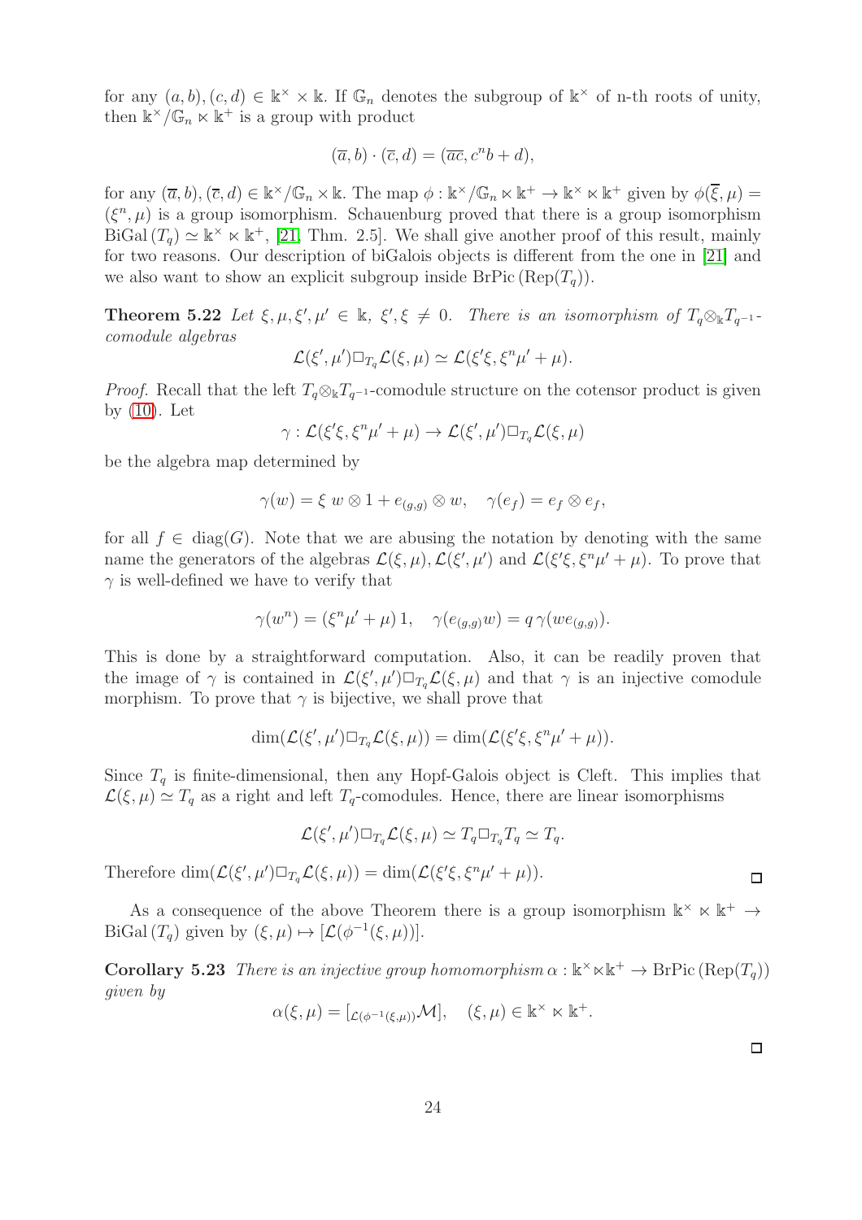for any $(a, b), (c, d) \in \Bbbk^\times \times \Bbbk$. If $\mathbb{G}_n$ denotes the subgroup of $\Bbbk^\times$ of n-th roots of unity, then $\Bbbk^\times/\mathbb{G}_n \ltimes \Bbbk^+$ is a group with product

$$(\overline{a}, b) \cdot (\overline{c}, d) = (\overline{ac}, c^n b + d),$$

for any $(\overline{a}, b), (\overline{c}, d) \in \Bbbk^\times/\mathbb{G}_n \times \Bbbk$. The map $\phi : \Bbbk^\times/\mathbb{G}_n \ltimes \Bbbk^+ \to \Bbbk^\times \ltimes \Bbbk^+$ given by $\phi(\overline{\xi}, \mu) = (\xi^n, \mu)$ is a group isomorphism. Schauenburg proved that there is a group isomorphism $\mathrm{BiGal}\,(T_q) \simeq \Bbbk^\times \ltimes \Bbbk^+$, [21, Thm. 2.5]. We shall give another proof of this result, mainly for two reasons. Our description of biGalois objects is different from the one in [21] and we also want to show an explicit subgroup inside $\mathrm{BrPic}\,(\mathrm{Rep}(T_q))$.

**Theorem 5.22** *Let $\xi, \mu, \xi', \mu' \in \Bbbk$, $\xi', \xi \neq 0$. There is an isomorphism of $T_q \otimes_\Bbbk T_{q^{-1}}$-comodule algebras*

$$\mathcal{L}(\xi', \mu') \Box_{T_q} \mathcal{L}(\xi, \mu) \simeq \mathcal{L}(\xi'\xi, \xi^n \mu' + \mu).$$

*Proof.* Recall that the left $T_q \otimes_\Bbbk T_{q^{-1}}$-comodule structure on the cotensor product is given by (10). Let

$$\gamma : \mathcal{L}(\xi'\xi, \xi^n \mu' + \mu) \to \mathcal{L}(\xi', \mu') \Box_{T_q} \mathcal{L}(\xi, \mu)$$

be the algebra map determined by

$$\gamma(w) = \xi \; w \otimes 1 + e_{(g,g)} \otimes w, \quad \gamma(e_f) = e_f \otimes e_f,$$

for all $f \in \mathrm{diag}(G)$. Note that we are abusing the notation by denoting with the same name the generators of the algebras $\mathcal{L}(\xi, \mu), \mathcal{L}(\xi', \mu')$ and $\mathcal{L}(\xi'\xi, \xi^n \mu' + \mu)$. To prove that $\gamma$ is well-defined we have to verify that

$$\gamma(w^n) = (\xi^n \mu' + \mu)\, 1, \quad \gamma(e_{(g,g)} w) = q\, \gamma(w e_{(g,g)}).$$

This is done by a straightforward computation. Also, it can be readily proven that the image of $\gamma$ is contained in $\mathcal{L}(\xi', \mu') \Box_{T_q} \mathcal{L}(\xi, \mu)$ and that $\gamma$ is an injective comodule morphism. To prove that $\gamma$ is bijective, we shall prove that

$$\dim(\mathcal{L}(\xi', \mu') \Box_{T_q} \mathcal{L}(\xi, \mu)) = \dim(\mathcal{L}(\xi'\xi, \xi^n \mu' + \mu)).$$

Since $T_q$ is finite-dimensional, then any Hopf-Galois object is Cleft. This implies that $\mathcal{L}(\xi, \mu) \simeq T_q$ as a right and left $T_q$-comodules. Hence, there are linear isomorphisms

$$\mathcal{L}(\xi', \mu') \Box_{T_q} \mathcal{L}(\xi, \mu) \simeq T_q \Box_{T_q} T_q \simeq T_q.$$

Therefore $\dim(\mathcal{L}(\xi', \mu') \Box_{T_q} \mathcal{L}(\xi, \mu)) = \dim(\mathcal{L}(\xi'\xi, \xi^n \mu' + \mu))$. □

As a consequence of the above Theorem there is a group isomorphism $\Bbbk^\times \ltimes \Bbbk^+ \to \mathrm{BiGal}\,(T_q)$ given by $(\xi, \mu) \mapsto [\mathcal{L}(\phi^{-1}(\xi, \mu))]$.

**Corollary 5.23** *There is an injective group homomorphism $\alpha : \Bbbk^\times \ltimes \Bbbk^+ \to \mathrm{BrPic}\,(\mathrm{Rep}(T_q))$ given by*

$$\alpha(\xi, \mu) = [{}_{\mathcal{L}(\phi^{-1}(\xi,\mu))}\mathcal{M}], \quad (\xi, \mu) \in \Bbbk^\times \ltimes \Bbbk^+.$$

□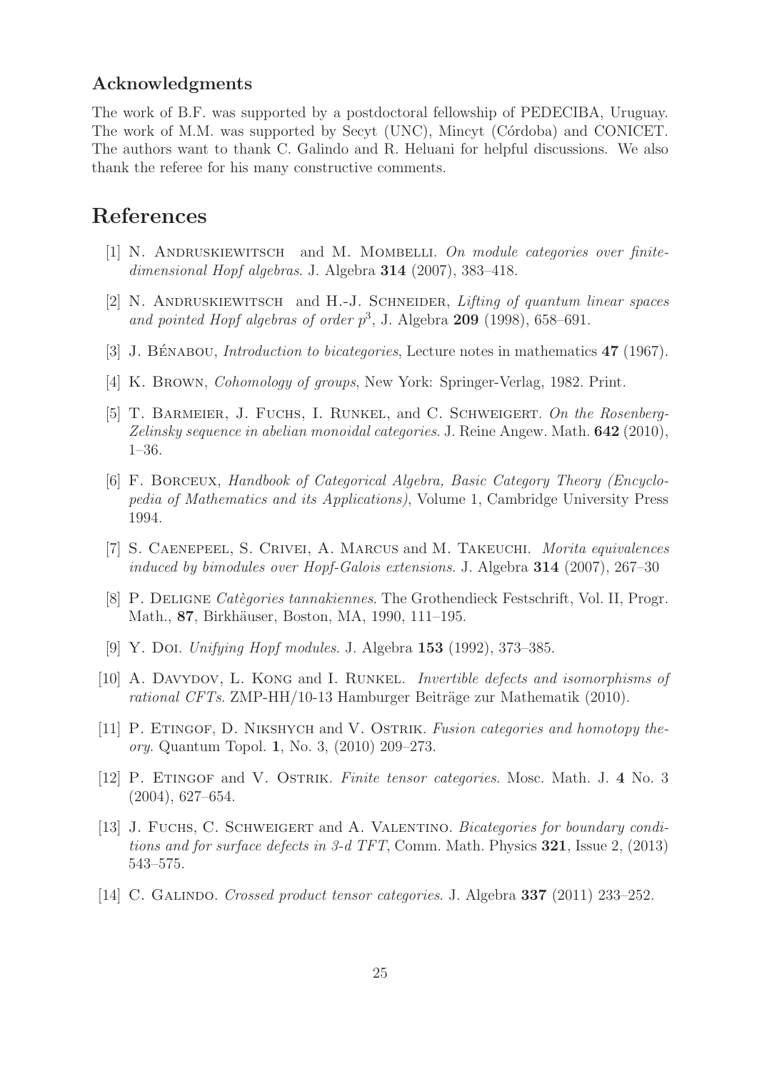## Acknowledgments

The work of B.F. was supported by a postdoctoral fellowship of PEDECIBA, Uruguay. The work of M.M. was supported by Secyt (UNC), Mincyt (Córdoba) and CONICET. The authors want to thank C. Galindo and R. Heluani for helpful discussions. We also thank the referee for his many constructive comments.

# References

[1] N. Andruskiewitsch and M. Mombelli. *On module categories over finite-dimensional Hopf algebras*. J. Algebra **314** (2007), 383–418.

[2] N. Andruskiewitsch and H.-J. Schneider, *Lifting of quantum linear spaces and pointed Hopf algebras of order $p^3$*, J. Algebra **209** (1998), 658–691.

[3] J. Bénabou, *Introduction to bicategories*, Lecture notes in mathematics **47** (1967).

[4] K. Brown, *Cohomology of groups*, New York: Springer-Verlag, 1982. Print.

[5] T. Barmeier, J. Fuchs, I. Runkel, and C. Schweigert. *On the Rosenberg-Zelinsky sequence in abelian monoidal categories*. J. Reine Angew. Math. **642** (2010), 1–36.

[6] F. Borceux, *Handbook of Categorical Algebra, Basic Category Theory (Encyclopedia of Mathematics and its Applications)*, Volume 1, Cambridge University Press 1994.

[7] S. Caenepeel, S. Crivei, A. Marcus and M. Takeuchi. *Morita equivalences induced by bimodules over Hopf-Galois extensions*. J. Algebra **314** (2007), 267–30

[8] P. Deligne *Catègories tannakiennes*. The Grothendieck Festschrift, Vol. II, Progr. Math., **87**, Birkhäuser, Boston, MA, 1990, 111–195.

[9] Y. Doi. *Unifying Hopf modules*. J. Algebra **153** (1992), 373–385.

[10] A. Davydov, L. Kong and I. Runkel. *Invertible defects and isomorphisms of rational CFTs*. ZMP-HH/10-13 Hamburger Beiträge zur Mathematik (2010).

[11] P. Etingof, D. Nikshych and V. Ostrik. *Fusion categories and homotopy theory*. Quantum Topol. **1**, No. 3, (2010) 209–273.

[12] P. Etingof and V. Ostrik. *Finite tensor categories*. Mosc. Math. J. **4** No. 3 (2004), 627–654.

[13] J. Fuchs, C. Schweigert and A. Valentino. *Bicategories for boundary conditions and for surface defects in 3-d TFT*, Comm. Math. Physics **321**, Issue 2, (2013) 543–575.

[14] C. Galindo. *Crossed product tensor categories*. J. Algebra **337** (2011) 233–252.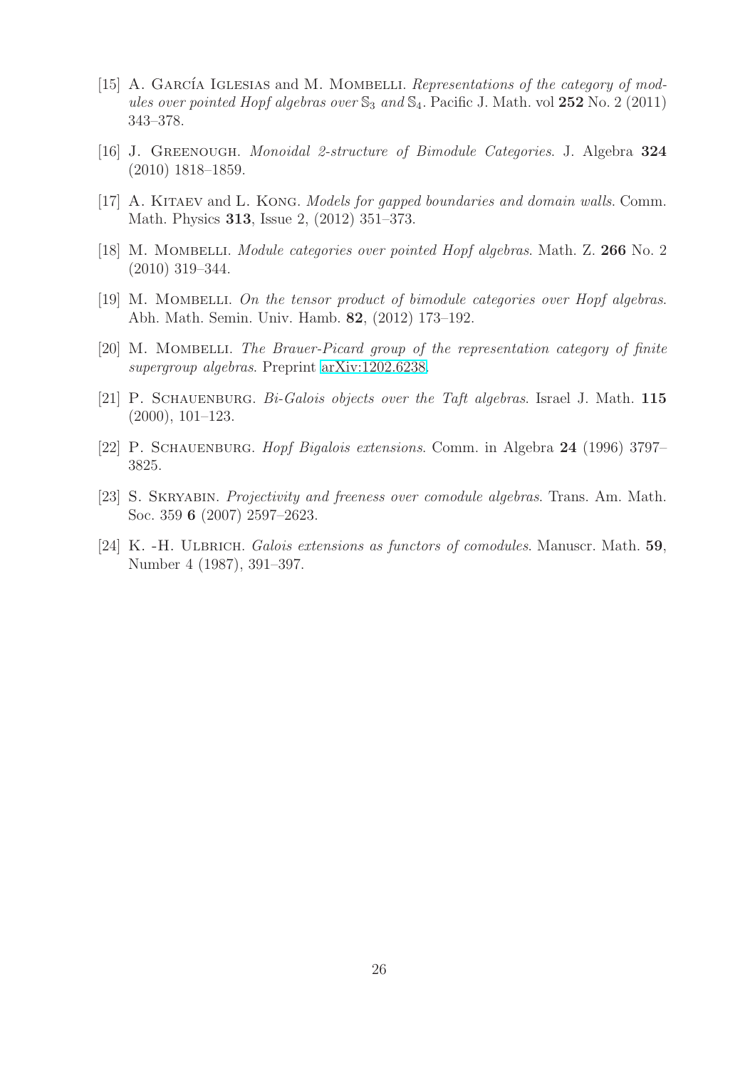[15] A. García Iglesias and M. Mombelli. *Representations of the category of modules over pointed Hopf algebras over $\mathbb{S}_3$ and $\mathbb{S}_4$*. Pacific J. Math. vol **252** No. 2 (2011) 343–378.

[16] J. Greenough. *Monoidal 2-structure of Bimodule Categories*. J. Algebra **324** (2010) 1818–1859.

[17] A. Kitaev and L. Kong. *Models for gapped boundaries and domain walls*. Comm. Math. Physics **313**, Issue 2, (2012) 351–373.

[18] M. Mombelli. *Module categories over pointed Hopf algebras*. Math. Z. **266** No. 2 (2010) 319–344.

[19] M. Mombelli. *On the tensor product of bimodule categories over Hopf algebras*. Abh. Math. Semin. Univ. Hamb. **82**, (2012) 173–192.

[20] M. Mombelli. *The Brauer-Picard group of the representation category of finite supergroup algebras*. Preprint arXiv:1202.6238.

[21] P. Schauenburg. *Bi-Galois objects over the Taft algebras*. Israel J. Math. **115** (2000), 101–123.

[22] P. Schauenburg. *Hopf Bigalois extensions*. Comm. in Algebra **24** (1996) 3797–3825.

[23] S. Skryabin. *Projectivity and freeness over comodule algebras*. Trans. Am. Math. Soc. 359 **6** (2007) 2597–2623.

[24] K. -H. Ulbrich. *Galois extensions as functors of comodules*. Manuscr. Math. **59**, Number 4 (1987), 391–397.